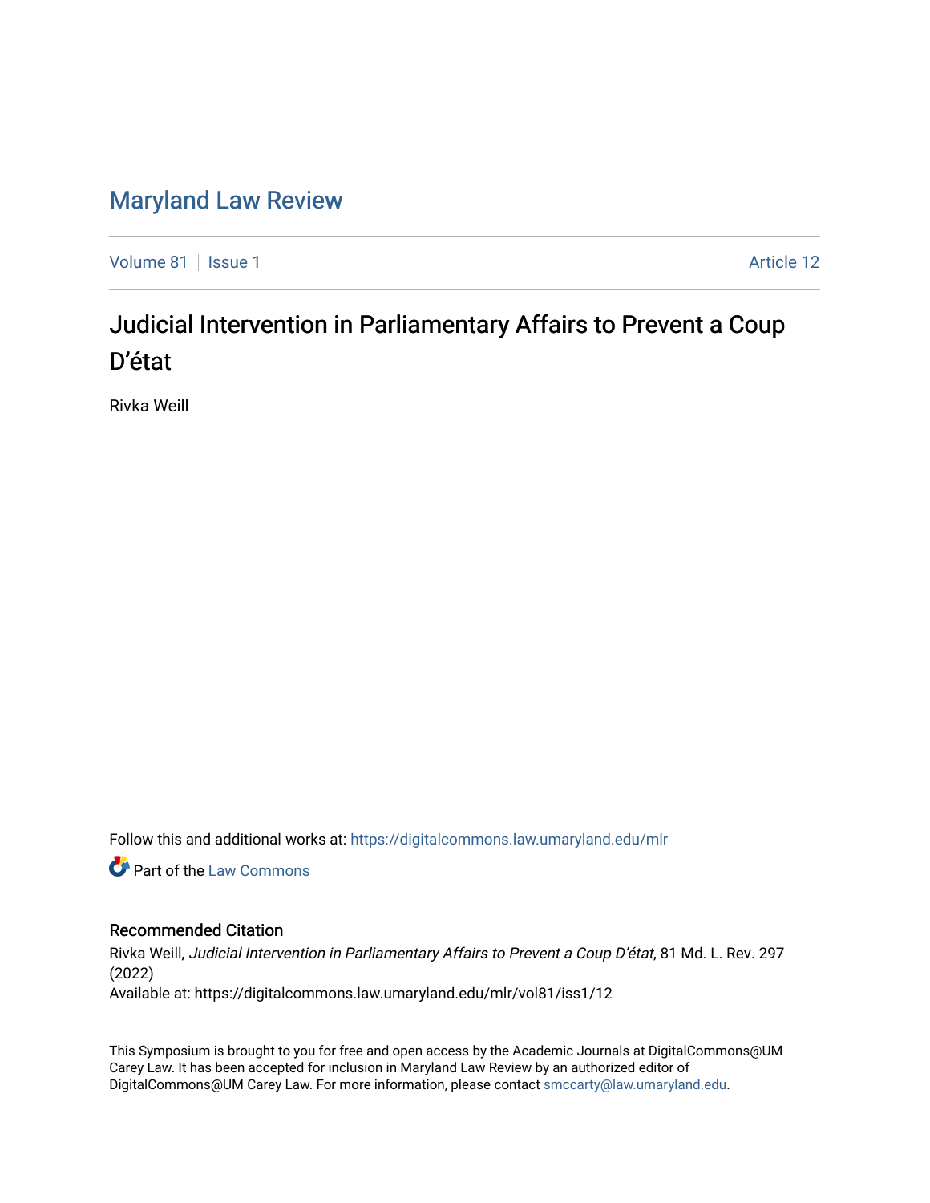# Maryland Law Review

Volume 81 | Issue 1 Article 12

## Judicial Intervention in Parliamentary Affairs to Prevent a Coup D'état

Rivka Weill

Follow this and additional works at: https://digitalcommons.law.umaryland.edu/mlr

Part of the Law Commons

### Recommended Citation

Rivka Weill, *Judicial Intervention in Parliamentary Affairs to Prevent a Coup D'état*, 81 Md. L. Rev. 297 (2022)

Available at: https://digitalcommons.law.umaryland.edu/mlr/vol81/iss1/12

This Symposium is brought to you for free and open access by the Academic Journals at DigitalCommons@UM Carey Law. It has been accepted for inclusion in Maryland Law Review by an authorized editor of DigitalCommons@UM Carey Law. For more information, please contact smccarty@law.umaryland.edu.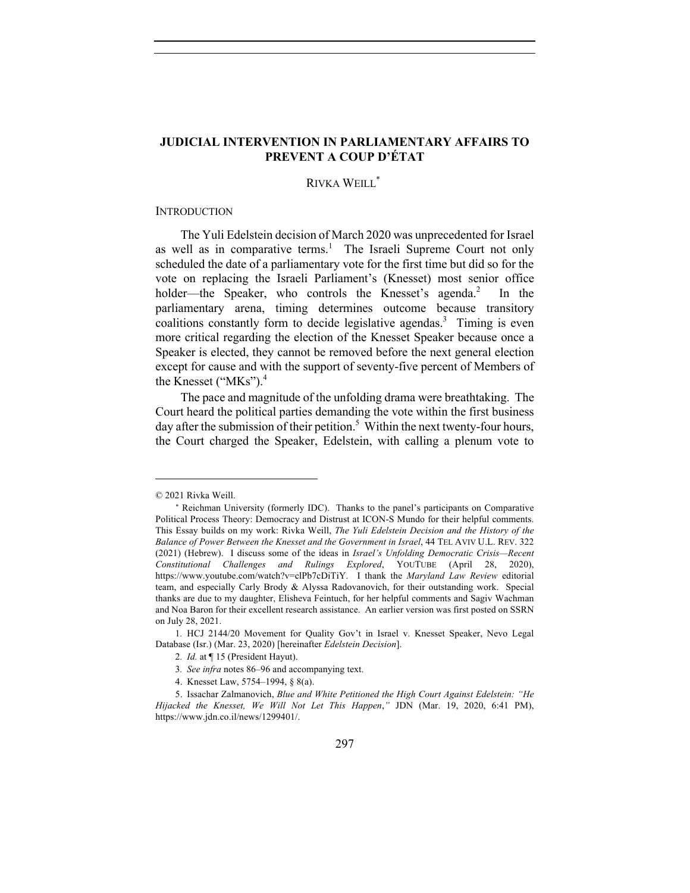## JUDICIAL INTERVENTION IN PARLIAMENTARY AFFAIRS TO PREVENT A COUP D'ÉTAT

RIVKA WEILL*

INTRODUCTION

The Yuli Edelstein decision of March 2020 was unprecedented for Israel as well as in comparative terms.[1] The Israeli Supreme Court not only scheduled the date of a parliamentary vote for the first time but did so for the vote on replacing the Israeli Parliament's (Knesset) most senior office holder—the Speaker, who controls the Knesset's agenda.[2] In the parliamentary arena, timing determines outcome because transitory coalitions constantly form to decide legislative agendas.[3] Timing is even more critical regarding the election of the Knesset Speaker because once a Speaker is elected, they cannot be removed before the next general election except for cause and with the support of seventy-five percent of Members of the Knesset ("MKs").[4]

The pace and magnitude of the unfolding drama were breathtaking. The Court heard the political parties demanding the vote within the first business day after the submission of their petition.[5] Within the next twenty-four hours, the Court charged the Speaker, Edelstein, with calling a plenum vote to

---

© 2021 Rivka Weill.

\* Reichman University (formerly IDC). Thanks to the panel's participants on Comparative Political Process Theory: Democracy and Distrust at ICON-S Mundo for their helpful comments. This Essay builds on my work: Rivka Weill, *The Yuli Edelstein Decision and the History of the Balance of Power Between the Knesset and the Government in Israel*, 44 TEL AVIV U.L. REV. 322 (2021) (Hebrew). I discuss some of the ideas in *Israel's Unfolding Democratic Crisis—Recent Constitutional Challenges and Rulings Explored*, YOUTUBE (April 28, 2020), https://www.youtube.com/watch?v=clPb7cDiTiY. I thank the *Maryland Law Review* editorial team, and especially Carly Brody & Alyssa Radovanovich, for their outstanding work. Special thanks are due to my daughter, Elisheva Feintuch, for her helpful comments and Sagiv Wachman and Noa Baron for their excellent research assistance. An earlier version was first posted on SSRN on July 28, 2021.

1. HCJ 2144/20 Movement for Quality Gov't in Israel v. Knesset Speaker, Nevo Legal Database (Isr.) (Mar. 23, 2020) [hereinafter *Edelstein Decision*].

2. *Id.* at ¶ 15 (President Hayut).

3. *See infra* notes 86–96 and accompanying text.

4. Knesset Law, 5754–1994, § 8(a).

5. Issachar Zalmanovich, *Blue and White Petitioned the High Court Against Edelstein: "He Hijacked the Knesset, We Will Not Let This Happen*,*"* JDN (Mar. 19, 2020, 6:41 PM), https://www.jdn.co.il/news/1299401/.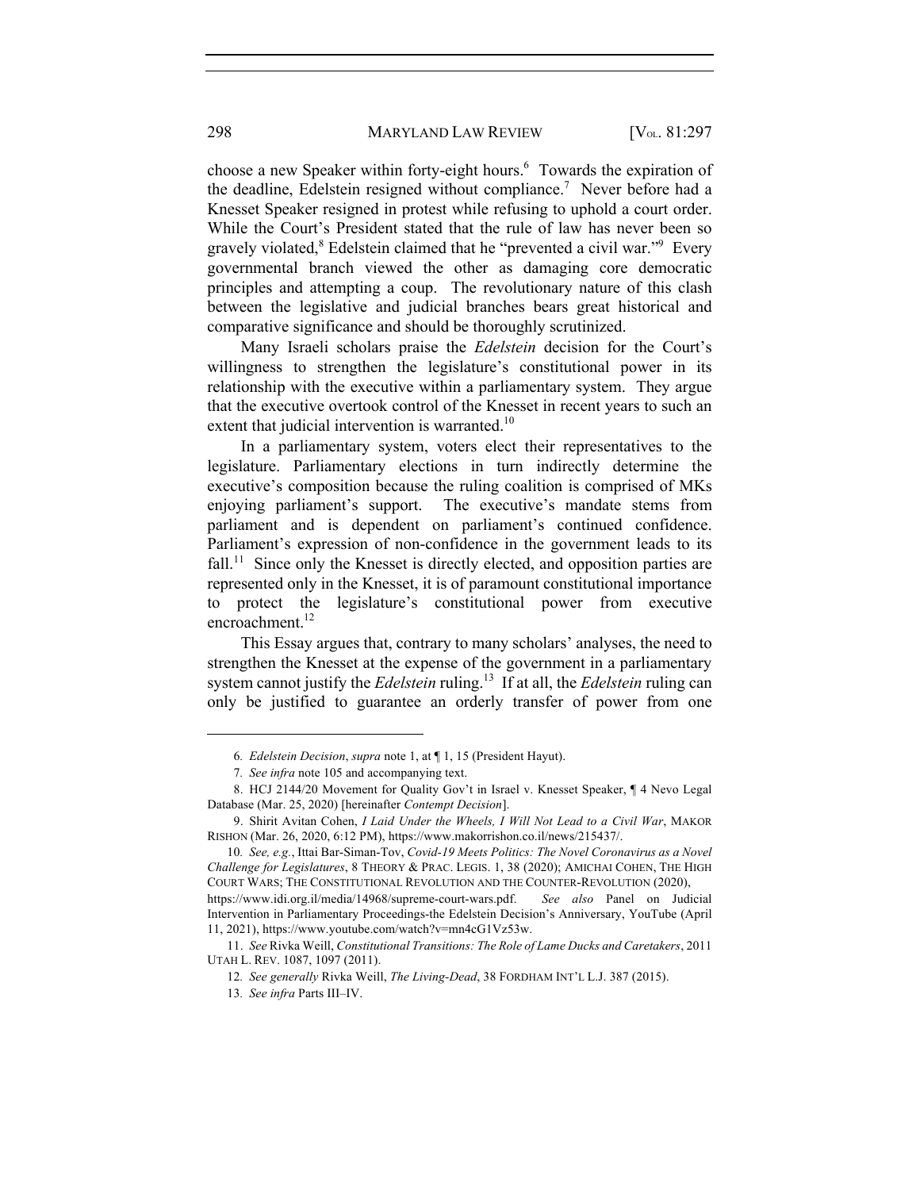choose a new Speaker within forty-eight hours.[6] Towards the expiration of the deadline, Edelstein resigned without compliance.[7] Never before had a Knesset Speaker resigned in protest while refusing to uphold a court order. While the Court's President stated that the rule of law has never been so gravely violated,[8] Edelstein claimed that he "prevented a civil war."[9] Every governmental branch viewed the other as damaging core democratic principles and attempting a coup. The revolutionary nature of this clash between the legislative and judicial branches bears great historical and comparative significance and should be thoroughly scrutinized.

Many Israeli scholars praise the *Edelstein* decision for the Court's willingness to strengthen the legislature's constitutional power in its relationship with the executive within a parliamentary system. They argue that the executive overtook control of the Knesset in recent years to such an extent that judicial intervention is warranted.[10]

In a parliamentary system, voters elect their representatives to the legislature. Parliamentary elections in turn indirectly determine the executive's composition because the ruling coalition is comprised of MKs enjoying parliament's support. The executive's mandate stems from parliament and is dependent on parliament's continued confidence. Parliament's expression of non-confidence in the government leads to its fall.[11] Since only the Knesset is directly elected, and opposition parties are represented only in the Knesset, it is of paramount constitutional importance to protect the legislature's constitutional power from executive encroachment.[12]

This Essay argues that, contrary to many scholars' analyses, the need to strengthen the Knesset at the expense of the government in a parliamentary system cannot justify the *Edelstein* ruling.[13] If at all, the *Edelstein* ruling can only be justified to guarantee an orderly transfer of power from one

---

6. *Edelstein Decision*, *supra* note 1, at ¶ 1, 15 (President Hayut).

7. *See infra* note 105 and accompanying text.

8. HCJ 2144/20 Movement for Quality Gov't in Israel v. Knesset Speaker, ¶ 4 Nevo Legal Database (Mar. 25, 2020) [hereinafter *Contempt Decision*].

9. Shirit Avitan Cohen, *I Laid Under the Wheels, I Will Not Lead to a Civil War*, MAKOR RISHON (Mar. 26, 2020, 6:12 PM), https://www.makorrishon.co.il/news/215437/.

10. *See, e.g.*, Ittai Bar-Siman-Tov, *Covid-19 Meets Politics: The Novel Coronavirus as a Novel Challenge for Legislatures*, 8 THEORY & PRAC. LEGIS. 1, 38 (2020); AMICHAI COHEN, THE HIGH COURT WARS; THE CONSTITUTIONAL REVOLUTION AND THE COUNTER-REVOLUTION (2020), https://www.idi.org.il/media/14968/supreme-court-wars.pdf. *See also* Panel on Judicial Intervention in Parliamentary Proceedings-the Edelstein Decision's Anniversary, YouTube (April 11, 2021), https://www.youtube.com/watch?v=mn4cG1Vz53w.

11. *See* Rivka Weill, *Constitutional Transitions: The Role of Lame Ducks and Caretakers*, 2011 UTAH L. REV. 1087, 1097 (2011).

12. *See generally* Rivka Weill, *The Living-Dead*, 38 FORDHAM INT'L L.J. 387 (2015).

13. *See infra* Parts III–IV.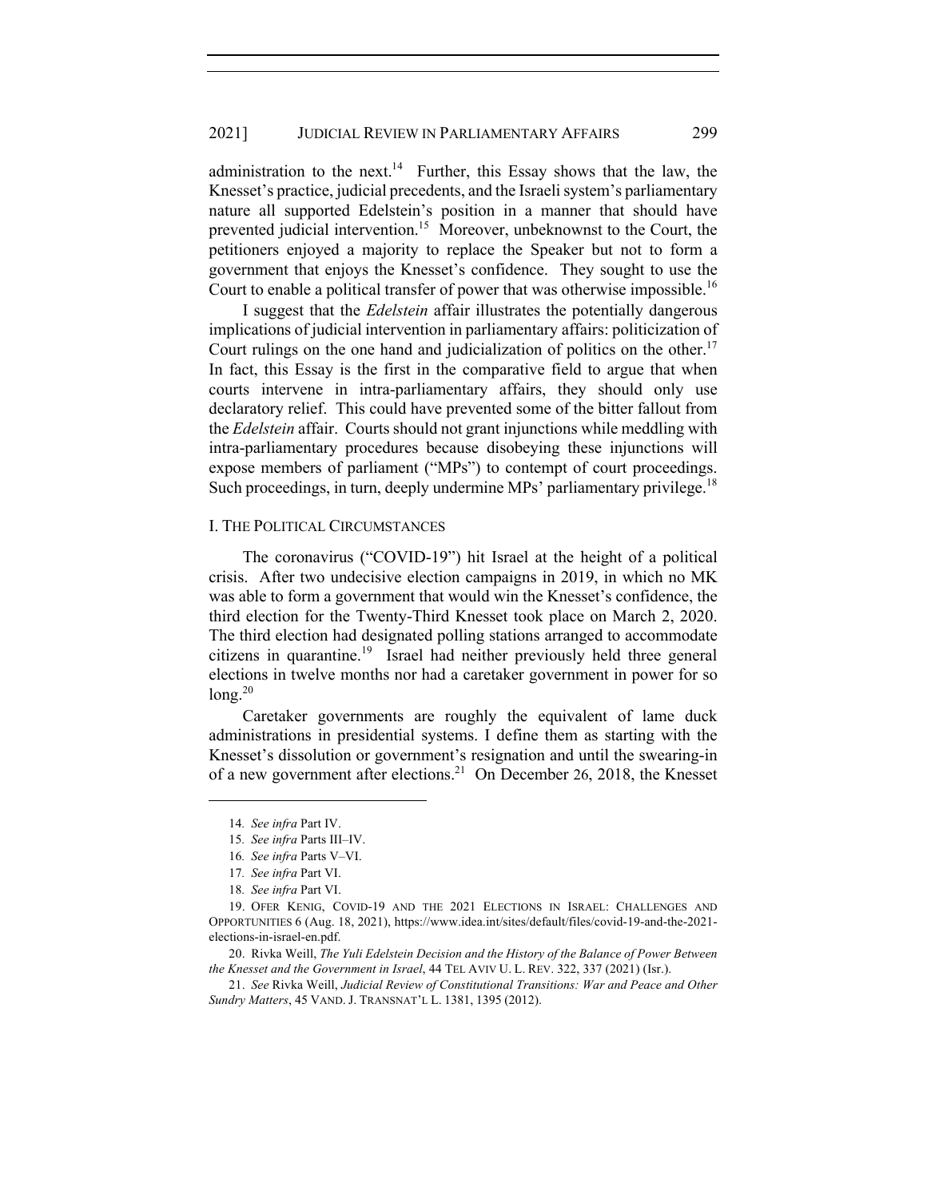administration to the next.[14] Further, this Essay shows that the law, the Knesset's practice, judicial precedents, and the Israeli system's parliamentary nature all supported Edelstein's position in a manner that should have prevented judicial intervention.[15] Moreover, unbeknownst to the Court, the petitioners enjoyed a majority to replace the Speaker but not to form a government that enjoys the Knesset's confidence. They sought to use the Court to enable a political transfer of power that was otherwise impossible.[16]

I suggest that the *Edelstein* affair illustrates the potentially dangerous implications of judicial intervention in parliamentary affairs: politicization of Court rulings on the one hand and judicialization of politics on the other.[17] In fact, this Essay is the first in the comparative field to argue that when courts intervene in intra-parliamentary affairs, they should only use declaratory relief. This could have prevented some of the bitter fallout from the *Edelstein* affair. Courts should not grant injunctions while meddling with intra-parliamentary procedures because disobeying these injunctions will expose members of parliament ("MPs") to contempt of court proceedings. Such proceedings, in turn, deeply undermine MPs' parliamentary privilege.[18]

## I. THE POLITICAL CIRCUMSTANCES

The coronavirus ("COVID-19") hit Israel at the height of a political crisis. After two undecisive election campaigns in 2019, in which no MK was able to form a government that would win the Knesset's confidence, the third election for the Twenty-Third Knesset took place on March 2, 2020. The third election had designated polling stations arranged to accommodate citizens in quarantine.[19] Israel had neither previously held three general elections in twelve months nor had a caretaker government in power for so long.[20]

Caretaker governments are roughly the equivalent of lame duck administrations in presidential systems. I define them as starting with the Knesset's dissolution or government's resignation and until the swearing-in of a new government after elections.[21] On December 26, 2018, the Knesset

---

14. *See infra* Part IV.

15. *See infra* Parts III–IV.

16. *See infra* Parts V–VI.

17. *See infra* Part VI.

18. *See infra* Part VI.

19. OFER KENIG, COVID-19 AND THE 2021 ELECTIONS IN ISRAEL: CHALLENGES AND OPPORTUNITIES 6 (Aug. 18, 2021), https://www.idea.int/sites/default/files/covid-19-and-the-2021-elections-in-israel-en.pdf.

20. Rivka Weill, *The Yuli Edelstein Decision and the History of the Balance of Power Between the Knesset and the Government in Israel*, 44 TEL AVIV U. L. REV. 322, 337 (2021) (Isr.).

21. *See* Rivka Weill, *Judicial Review of Constitutional Transitions: War and Peace and Other Sundry Matters*, 45 VAND. J. TRANSNAT'L L. 1381, 1395 (2012).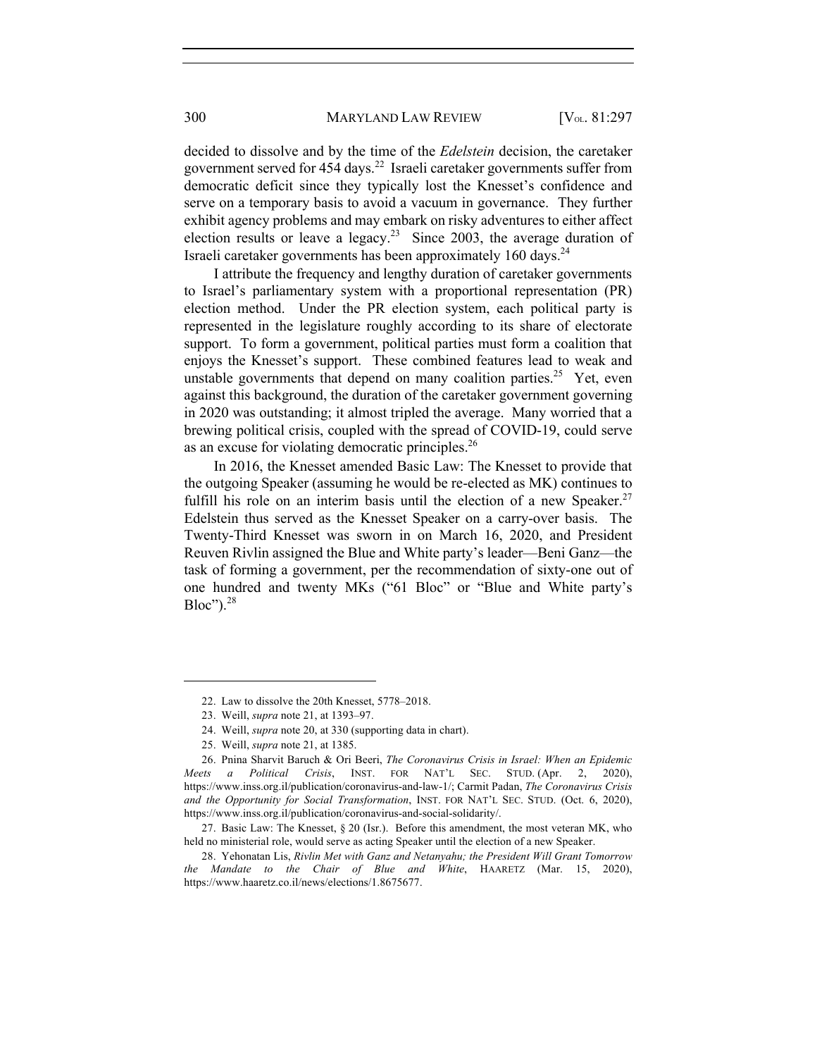decided to dissolve and by the time of the *Edelstein* decision, the caretaker government served for 454 days.[22] Israeli caretaker governments suffer from democratic deficit since they typically lost the Knesset's confidence and serve on a temporary basis to avoid a vacuum in governance. They further exhibit agency problems and may embark on risky adventures to either affect election results or leave a legacy.[23] Since 2003, the average duration of Israeli caretaker governments has been approximately 160 days.[24]

I attribute the frequency and lengthy duration of caretaker governments to Israel's parliamentary system with a proportional representation (PR) election method. Under the PR election system, each political party is represented in the legislature roughly according to its share of electorate support. To form a government, political parties must form a coalition that enjoys the Knesset's support. These combined features lead to weak and unstable governments that depend on many coalition parties.[25] Yet, even against this background, the duration of the caretaker government governing in 2020 was outstanding; it almost tripled the average. Many worried that a brewing political crisis, coupled with the spread of COVID-19, could serve as an excuse for violating democratic principles.[26]

In 2016, the Knesset amended Basic Law: The Knesset to provide that the outgoing Speaker (assuming he would be re-elected as MK) continues to fulfill his role on an interim basis until the election of a new Speaker.[27] Edelstein thus served as the Knesset Speaker on a carry-over basis. The Twenty-Third Knesset was sworn in on March 16, 2020, and President Reuven Rivlin assigned the Blue and White party's leader—Beni Ganz—the task of forming a government, per the recommendation of sixty-one out of one hundred and twenty MKs ("61 Bloc" or "Blue and White party's Bloc").[28]

---

22. Law to dissolve the 20th Knesset, 5778–2018.

23. Weill, *supra* note 21, at 1393–97.

24. Weill, *supra* note 20, at 330 (supporting data in chart).

25. Weill, *supra* note 21, at 1385.

26. Pnina Sharvit Baruch & Ori Beeri, *The Coronavirus Crisis in Israel: When an Epidemic Meets a Political Crisis*, INST. FOR NAT'L SEC. STUD. (Apr. 2, 2020), https://www.inss.org.il/publication/coronavirus-and-law-1/; Carmit Padan, *The Coronavirus Crisis and the Opportunity for Social Transformation*, INST. FOR NAT'L SEC. STUD. (Oct. 6, 2020), https://www.inss.org.il/publication/coronavirus-and-social-solidarity/.

27. Basic Law: The Knesset, § 20 (Isr.). Before this amendment, the most veteran MK, who held no ministerial role, would serve as acting Speaker until the election of a new Speaker.

28. Yehonatan Lis, *Rivlin Met with Ganz and Netanyahu; the President Will Grant Tomorrow the Mandate to the Chair of Blue and White*, HAARETZ (Mar. 15, 2020), https://www.haaretz.co.il/news/elections/1.8675677.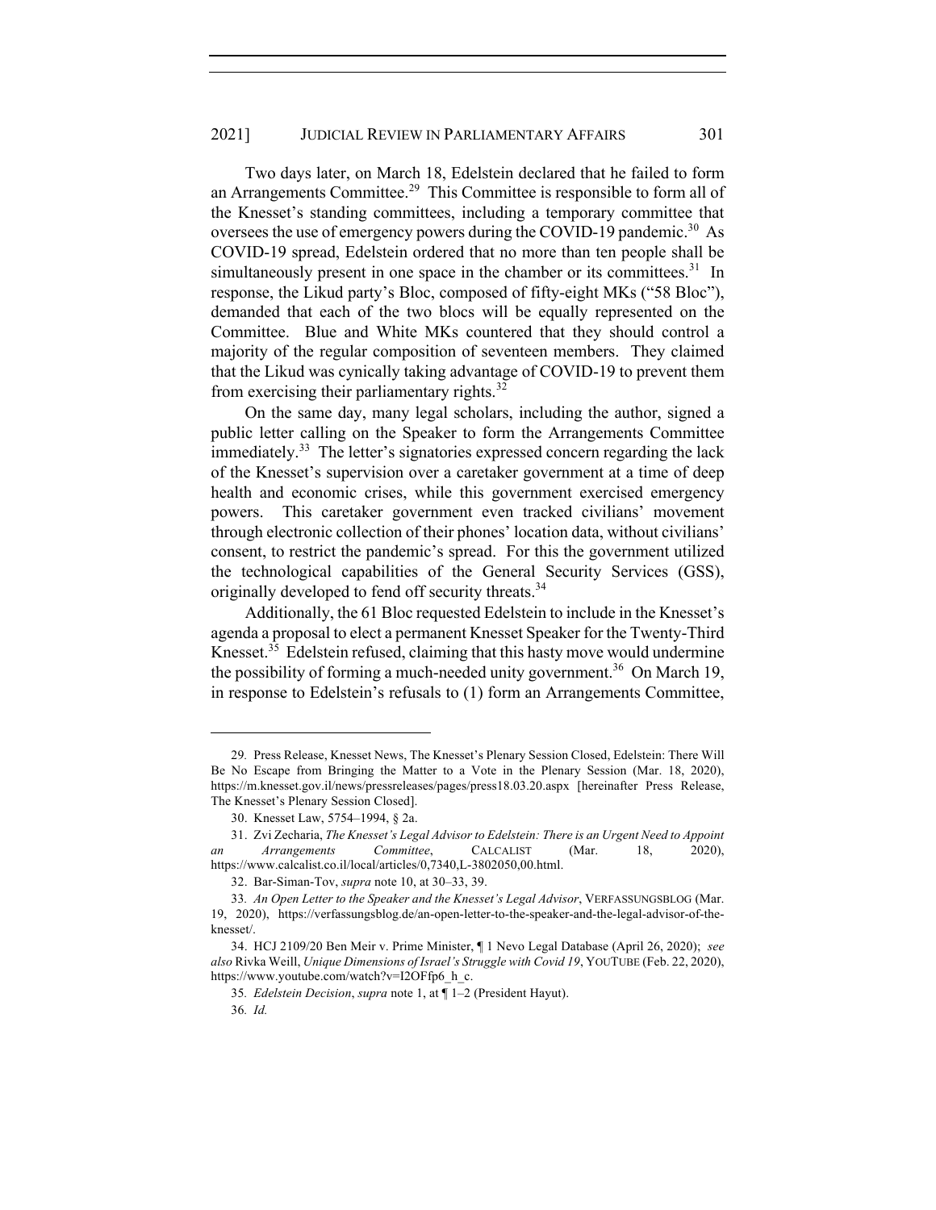Two days later, on March 18, Edelstein declared that he failed to form an Arrangements Committee.[29] This Committee is responsible to form all of the Knesset's standing committees, including a temporary committee that oversees the use of emergency powers during the COVID-19 pandemic.[30] As COVID-19 spread, Edelstein ordered that no more than ten people shall be simultaneously present in one space in the chamber or its committees.[31] In response, the Likud party's Bloc, composed of fifty-eight MKs ("58 Bloc"), demanded that each of the two blocs will be equally represented on the Committee. Blue and White MKs countered that they should control a majority of the regular composition of seventeen members. They claimed that the Likud was cynically taking advantage of COVID-19 to prevent them from exercising their parliamentary rights.[32]

On the same day, many legal scholars, including the author, signed a public letter calling on the Speaker to form the Arrangements Committee immediately.[33] The letter's signatories expressed concern regarding the lack of the Knesset's supervision over a caretaker government at a time of deep health and economic crises, while this government exercised emergency powers. This caretaker government even tracked civilians' movement through electronic collection of their phones' location data, without civilians' consent, to restrict the pandemic's spread. For this the government utilized the technological capabilities of the General Security Services (GSS), originally developed to fend off security threats.[34]

Additionally, the 61 Bloc requested Edelstein to include in the Knesset's agenda a proposal to elect a permanent Knesset Speaker for the Twenty-Third Knesset.[35] Edelstein refused, claiming that this hasty move would undermine the possibility of forming a much-needed unity government.[36] On March 19, in response to Edelstein's refusals to (1) form an Arrangements Committee,

---

29. Press Release, Knesset News, The Knesset's Plenary Session Closed, Edelstein: There Will Be No Escape from Bringing the Matter to a Vote in the Plenary Session (Mar. 18, 2020), https://m.knesset.gov.il/news/pressreleases/pages/press18.03.20.aspx [hereinafter Press Release, The Knesset's Plenary Session Closed].

30. Knesset Law, 5754–1994, § 2a.

31. Zvi Zecharia, *The Knesset's Legal Advisor to Edelstein: There is an Urgent Need to Appoint an Arrangements Committee*, CALCALIST (Mar. 18, 2020), https://www.calcalist.co.il/local/articles/0,7340,L-3802050,00.html.

32. Bar-Siman-Tov, *supra* note 10, at 30–33, 39.

33. *An Open Letter to the Speaker and the Knesset's Legal Advisor*, VERFASSUNGSBLOG (Mar. 19, 2020), https://verfassungsblog.de/an-open-letter-to-the-speaker-and-the-legal-advisor-of-the-knesset/.

34. HCJ 2109/20 Ben Meir v. Prime Minister, ¶ 1 Nevo Legal Database (April 26, 2020); *see also* Rivka Weill, *Unique Dimensions of Israel's Struggle with Covid 19*, YOUTUBE (Feb. 22, 2020), https://www.youtube.com/watch?v=I2OFfp6_h_c.

35. *Edelstein Decision*, *supra* note 1, at ¶ 1–2 (President Hayut).

36. *Id.*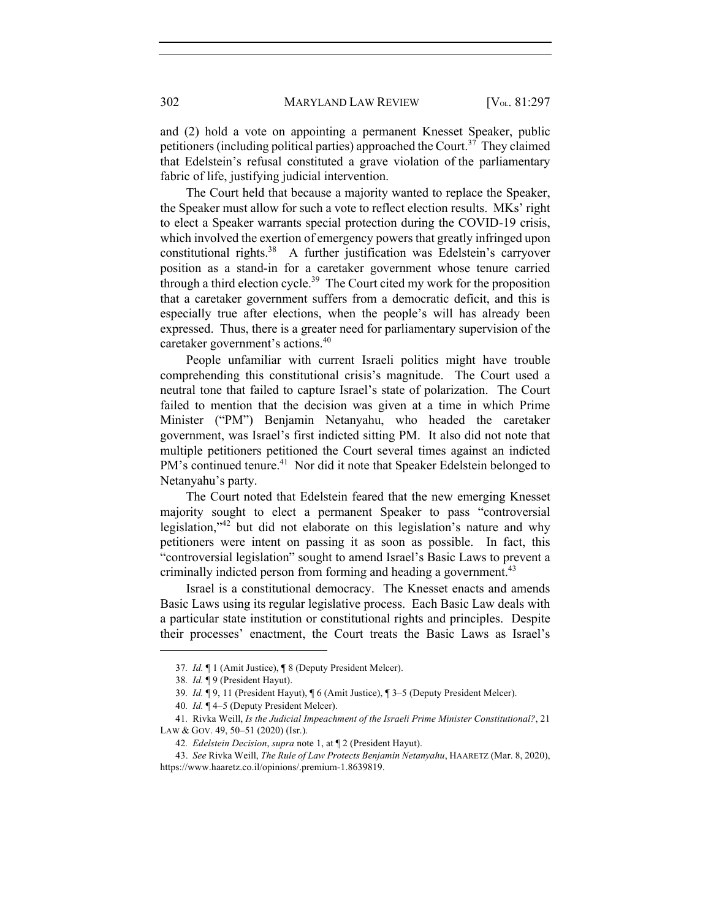and (2) hold a vote on appointing a permanent Knesset Speaker, public petitioners (including political parties) approached the Court.[37] They claimed that Edelstein's refusal constituted a grave violation of the parliamentary fabric of life, justifying judicial intervention.

The Court held that because a majority wanted to replace the Speaker, the Speaker must allow for such a vote to reflect election results. MKs' right to elect a Speaker warrants special protection during the COVID-19 crisis, which involved the exertion of emergency powers that greatly infringed upon constitutional rights.[38] A further justification was Edelstein's carryover position as a stand-in for a caretaker government whose tenure carried through a third election cycle.[39] The Court cited my work for the proposition that a caretaker government suffers from a democratic deficit, and this is especially true after elections, when the people's will has already been expressed. Thus, there is a greater need for parliamentary supervision of the caretaker government's actions.[40]

People unfamiliar with current Israeli politics might have trouble comprehending this constitutional crisis's magnitude. The Court used a neutral tone that failed to capture Israel's state of polarization. The Court failed to mention that the decision was given at a time in which Prime Minister ("PM") Benjamin Netanyahu, who headed the caretaker government, was Israel's first indicted sitting PM. It also did not note that multiple petitioners petitioned the Court several times against an indicted PM's continued tenure.[41] Nor did it note that Speaker Edelstein belonged to Netanyahu's party.

The Court noted that Edelstein feared that the new emerging Knesset majority sought to elect a permanent Speaker to pass "controversial legislation,"[42] but did not elaborate on this legislation's nature and why petitioners were intent on passing it as soon as possible. In fact, this "controversial legislation" sought to amend Israel's Basic Laws to prevent a criminally indicted person from forming and heading a government.[43]

Israel is a constitutional democracy. The Knesset enacts and amends Basic Laws using its regular legislative process. Each Basic Law deals with a particular state institution or constitutional rights and principles. Despite their processes' enactment, the Court treats the Basic Laws as Israel's

---

37. *Id.* ¶ 1 (Amit Justice), ¶ 8 (Deputy President Melcer).

38. *Id.* ¶ 9 (President Hayut).

39. *Id.* ¶ 9, 11 (President Hayut), ¶ 6 (Amit Justice), ¶ 3–5 (Deputy President Melcer).

40. *Id.* ¶ 4–5 (Deputy President Melcer).

41. Rivka Weill, *Is the Judicial Impeachment of the Israeli Prime Minister Constitutional?*, 21 LAW & GOV. 49, 50–51 (2020) (Isr.).

42. *Edelstein Decision*, *supra* note 1, at ¶ 2 (President Hayut).

43. *See* Rivka Weill, *The Rule of Law Protects Benjamin Netanyahu*, HAARETZ (Mar. 8, 2020), https://www.haaretz.co.il/opinions/.premium-1.8639819.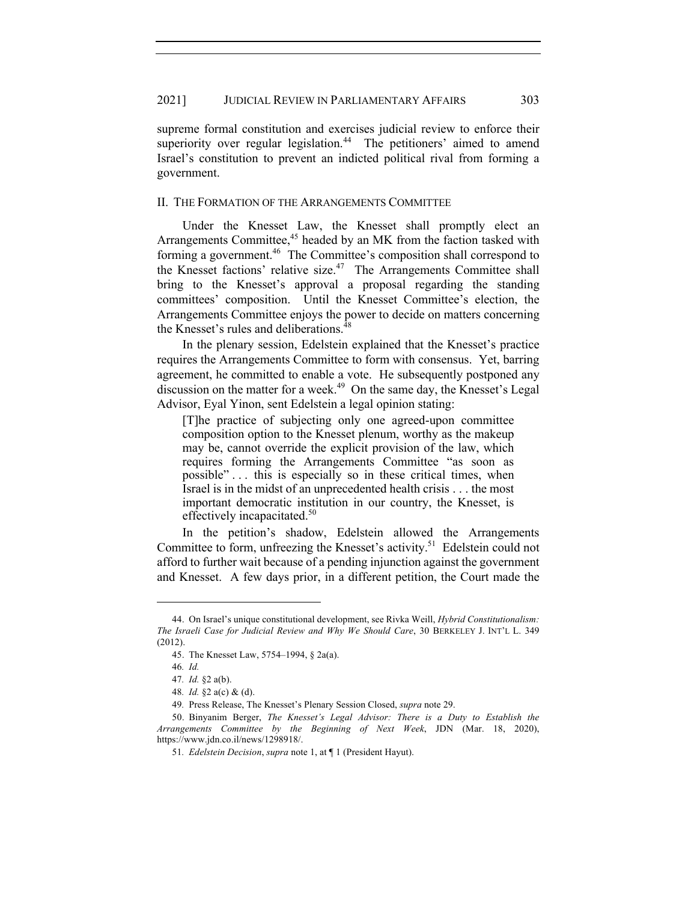supreme formal constitution and exercises judicial review to enforce their superiority over regular legislation.[44] The petitioners' aimed to amend Israel's constitution to prevent an indicted political rival from forming a government.

## II. THE FORMATION OF THE ARRANGEMENTS COMMITTEE

Under the Knesset Law, the Knesset shall promptly elect an Arrangements Committee,[45] headed by an MK from the faction tasked with forming a government.[46] The Committee's composition shall correspond to the Knesset factions' relative size.[47] The Arrangements Committee shall bring to the Knesset's approval a proposal regarding the standing committees' composition. Until the Knesset Committee's election, the Arrangements Committee enjoys the power to decide on matters concerning the Knesset's rules and deliberations.[48]

In the plenary session, Edelstein explained that the Knesset's practice requires the Arrangements Committee to form with consensus. Yet, barring agreement, he committed to enable a vote. He subsequently postponed any discussion on the matter for a week.[49] On the same day, the Knesset's Legal Advisor, Eyal Yinon, sent Edelstein a legal opinion stating:

> [T]he practice of subjecting only one agreed-upon committee composition option to the Knesset plenum, worthy as the makeup may be, cannot override the explicit provision of the law, which requires forming the Arrangements Committee "as soon as possible" . . . this is especially so in these critical times, when Israel is in the midst of an unprecedented health crisis . . . the most important democratic institution in our country, the Knesset, is effectively incapacitated.[50]

In the petition's shadow, Edelstein allowed the Arrangements Committee to form, unfreezing the Knesset's activity.[51] Edelstein could not afford to further wait because of a pending injunction against the government and Knesset. A few days prior, in a different petition, the Court made the

---

44. On Israel's unique constitutional development, see Rivka Weill, *Hybrid Constitutionalism: The Israeli Case for Judicial Review and Why We Should Care*, 30 BERKELEY J. INT'L L. 349 (2012).

45. The Knesset Law, 5754–1994, § 2a(a).

46. *Id.*

47. *Id.* §2 a(b).

48. *Id.* §2 a(c) & (d).

49. Press Release, The Knesset's Plenary Session Closed, *supra* note 29.

50. Binyanim Berger, *The Knesset's Legal Advisor: There is a Duty to Establish the Arrangements Committee by the Beginning of Next Week*, JDN (Mar. 18, 2020), https://www.jdn.co.il/news/1298918/.

51. *Edelstein Decision*, *supra* note 1, at ¶ 1 (President Hayut).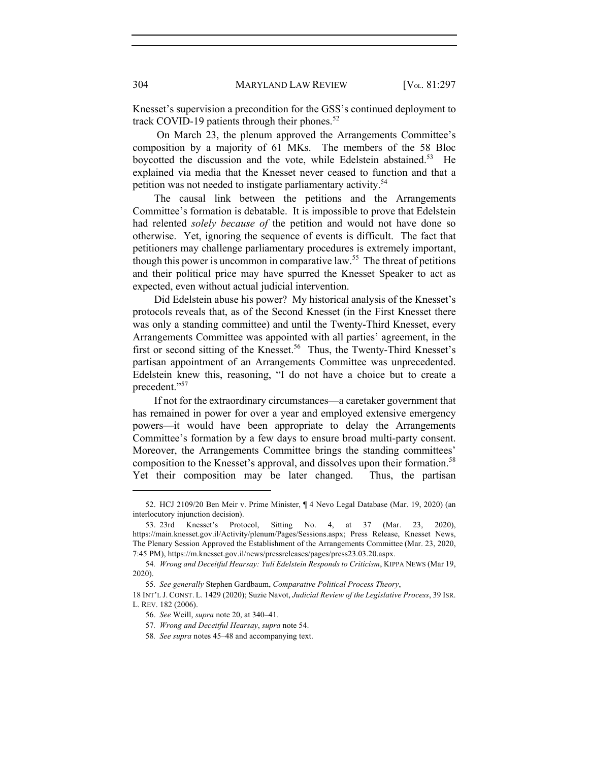Knesset's supervision a precondition for the GSS's continued deployment to track COVID-19 patients through their phones.[52]

On March 23, the plenum approved the Arrangements Committee's composition by a majority of 61 MKs. The members of the 58 Bloc boycotted the discussion and the vote, while Edelstein abstained.[53] He explained via media that the Knesset never ceased to function and that a petition was not needed to instigate parliamentary activity.[54]

The causal link between the petitions and the Arrangements Committee's formation is debatable. It is impossible to prove that Edelstein had relented *solely because of* the petition and would not have done so otherwise. Yet, ignoring the sequence of events is difficult. The fact that petitioners may challenge parliamentary procedures is extremely important, though this power is uncommon in comparative law.[55] The threat of petitions and their political price may have spurred the Knesset Speaker to act as expected, even without actual judicial intervention.

Did Edelstein abuse his power? My historical analysis of the Knesset's protocols reveals that, as of the Second Knesset (in the First Knesset there was only a standing committee) and until the Twenty-Third Knesset, every Arrangements Committee was appointed with all parties' agreement, in the first or second sitting of the Knesset.[56] Thus, the Twenty-Third Knesset's partisan appointment of an Arrangements Committee was unprecedented. Edelstein knew this, reasoning, "I do not have a choice but to create a precedent."[57]

If not for the extraordinary circumstances—a caretaker government that has remained in power for over a year and employed extensive emergency powers—it would have been appropriate to delay the Arrangements Committee's formation by a few days to ensure broad multi-party consent. Moreover, the Arrangements Committee brings the standing committees' composition to the Knesset's approval, and dissolves upon their formation.[58] Yet their composition may be later changed. Thus, the partisan

---

52. HCJ 2109/20 Ben Meir v. Prime Minister, ¶ 4 Nevo Legal Database (Mar. 19, 2020) (an interlocutory injunction decision).

53. 23rd Knesset's Protocol, Sitting No. 4, at 37 (Mar. 23, 2020), https://main.knesset.gov.il/Activity/plenum/Pages/Sessions.aspx; Press Release, Knesset News, The Plenary Session Approved the Establishment of the Arrangements Committee (Mar. 23, 2020, 7:45 PM), https://m.knesset.gov.il/news/pressreleases/pages/press23.03.20.aspx.

54. *Wrong and Deceitful Hearsay: Yuli Edelstein Responds to Criticism*, KIPPA NEWS (Mar 19, 2020).

55. *See generally* Stephen Gardbaum, *Comparative Political Process Theory*, 18 INT'L J. CONST. L. 1429 (2020); Suzie Navot, *Judicial Review of the Legislative Process*, 39 ISR. L. REV. 182 (2006).

56. *See* Weill, *supra* note 20, at 340–41.

57. *Wrong and Deceitful Hearsay*, *supra* note 54.

58. *See supra* notes 45–48 and accompanying text.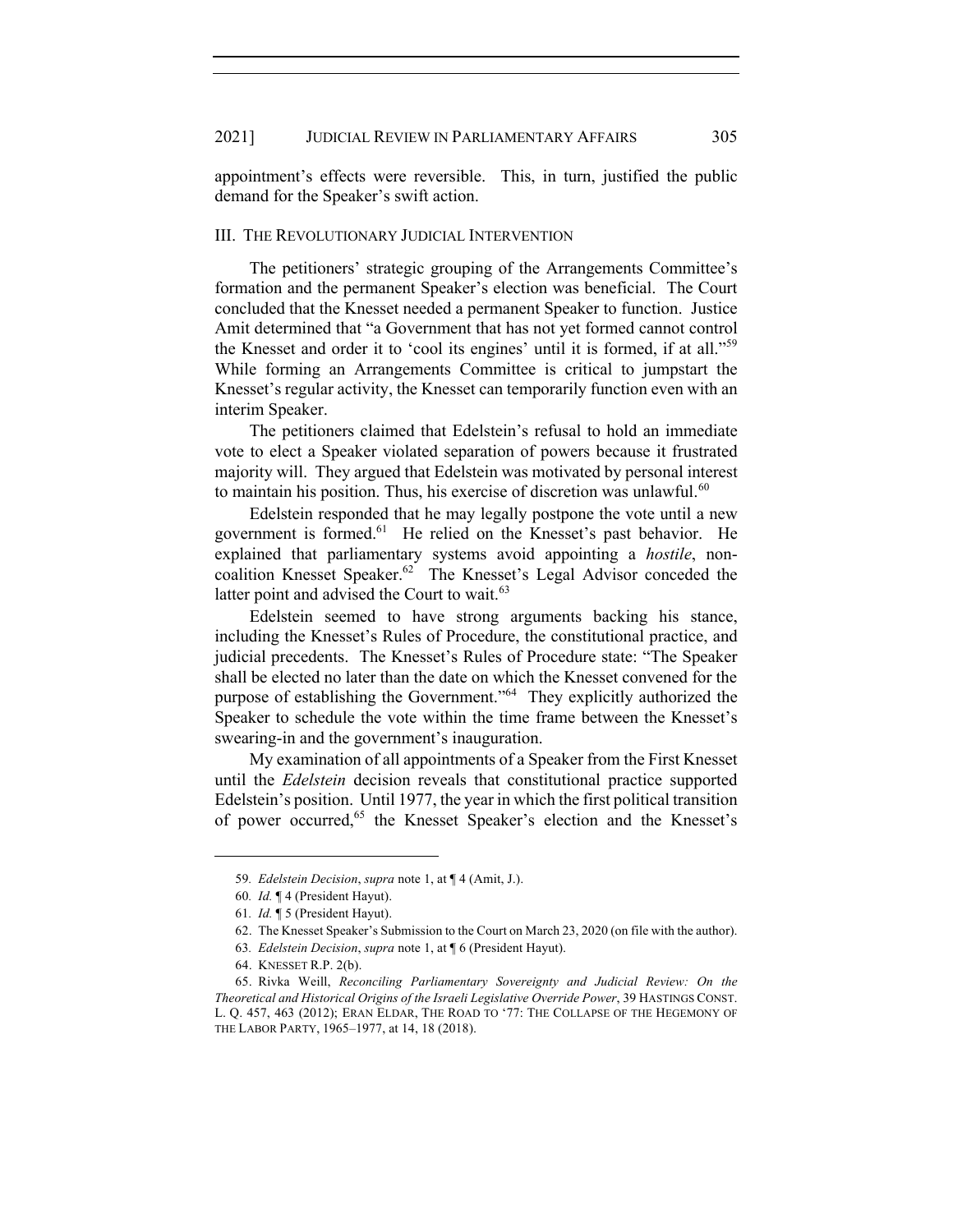appointment's effects were reversible. This, in turn, justified the public demand for the Speaker's swift action.

## III. The Revolutionary Judicial Intervention

The petitioners' strategic grouping of the Arrangements Committee's formation and the permanent Speaker's election was beneficial. The Court concluded that the Knesset needed a permanent Speaker to function. Justice Amit determined that "a Government that has not yet formed cannot control the Knesset and order it to 'cool its engines' until it is formed, if at all."[59] While forming an Arrangements Committee is critical to jumpstart the Knesset's regular activity, the Knesset can temporarily function even with an interim Speaker.

The petitioners claimed that Edelstein's refusal to hold an immediate vote to elect a Speaker violated separation of powers because it frustrated majority will. They argued that Edelstein was motivated by personal interest to maintain his position. Thus, his exercise of discretion was unlawful.[60]

Edelstein responded that he may legally postpone the vote until a new government is formed.[61] He relied on the Knesset's past behavior. He explained that parliamentary systems avoid appointing a *hostile*, non-coalition Knesset Speaker.[62] The Knesset's Legal Advisor conceded the latter point and advised the Court to wait.[63]

Edelstein seemed to have strong arguments backing his stance, including the Knesset's Rules of Procedure, the constitutional practice, and judicial precedents. The Knesset's Rules of Procedure state: "The Speaker shall be elected no later than the date on which the Knesset convened for the purpose of establishing the Government."[64] They explicitly authorized the Speaker to schedule the vote within the time frame between the Knesset's swearing-in and the government's inauguration.

My examination of all appointments of a Speaker from the First Knesset until the *Edelstein* decision reveals that constitutional practice supported Edelstein's position. Until 1977, the year in which the first political transition of power occurred,[65] the Knesset Speaker's election and the Knesset's

---

59. *Edelstein Decision*, *supra* note 1, at ¶ 4 (Amit, J.).

60. *Id.* ¶ 4 (President Hayut).

61. *Id.* ¶ 5 (President Hayut).

62. The Knesset Speaker's Submission to the Court on March 23, 2020 (on file with the author).

63. *Edelstein Decision*, *supra* note 1, at ¶ 6 (President Hayut).

64. KNESSET R.P. 2(b).

65. Rivka Weill, *Reconciling Parliamentary Sovereignty and Judicial Review: On the Theoretical and Historical Origins of the Israeli Legislative Override Power*, 39 HASTINGS CONST. L. Q. 457, 463 (2012); ERAN ELDAR, THE ROAD TO '77: THE COLLAPSE OF THE HEGEMONY OF THE LABOR PARTY, 1965–1977, at 14, 18 (2018).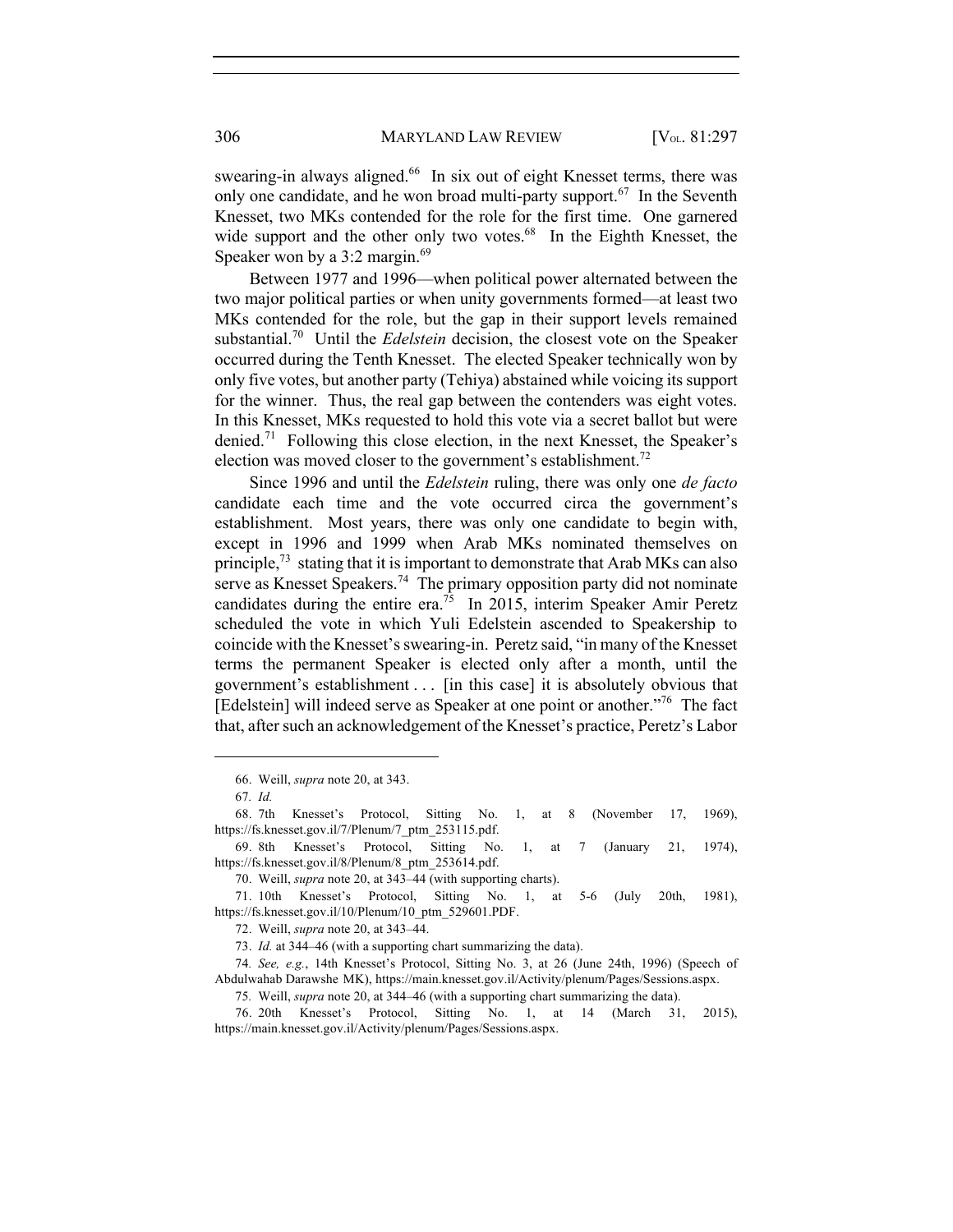swearing-in always aligned.[66] In six out of eight Knesset terms, there was only one candidate, and he won broad multi-party support.[67] In the Seventh Knesset, two MKs contended for the role for the first time. One garnered wide support and the other only two votes.[68] In the Eighth Knesset, the Speaker won by a 3:2 margin.[69]

Between 1977 and 1996—when political power alternated between the two major political parties or when unity governments formed—at least two MKs contended for the role, but the gap in their support levels remained substantial.[70] Until the *Edelstein* decision, the closest vote on the Speaker occurred during the Tenth Knesset. The elected Speaker technically won by only five votes, but another party (Tehiya) abstained while voicing its support for the winner. Thus, the real gap between the contenders was eight votes. In this Knesset, MKs requested to hold this vote via a secret ballot but were denied.[71] Following this close election, in the next Knesset, the Speaker's election was moved closer to the government's establishment.[72]

Since 1996 and until the *Edelstein* ruling, there was only one *de facto* candidate each time and the vote occurred circa the government's establishment. Most years, there was only one candidate to begin with, except in 1996 and 1999 when Arab MKs nominated themselves on principle,[73] stating that it is important to demonstrate that Arab MKs can also serve as Knesset Speakers.[74] The primary opposition party did not nominate candidates during the entire era.[75] In 2015, interim Speaker Amir Peretz scheduled the vote in which Yuli Edelstein ascended to Speakership to coincide with the Knesset's swearing-in. Peretz said, "in many of the Knesset terms the permanent Speaker is elected only after a month, until the government's establishment . . . [in this case] it is absolutely obvious that [Edelstein] will indeed serve as Speaker at one point or another."[76] The fact that, after such an acknowledgement of the Knesset's practice, Peretz's Labor

---

66. Weill, *supra* note 20, at 343.

67. *Id.*

68. 7th Knesset's Protocol, Sitting No. 1, at 8 (November 17, 1969), https://fs.knesset.gov.il/7/Plenum/7_ptm_253115.pdf.

69. 8th Knesset's Protocol, Sitting No. 1, at 7 (January 21, 1974), https://fs.knesset.gov.il/8/Plenum/8_ptm_253614.pdf.

70. Weill, *supra* note 20, at 343–44 (with supporting charts).

71. 10th Knesset's Protocol, Sitting No. 1, at 5-6 (July 20th, 1981), https://fs.knesset.gov.il/10/Plenum/10_ptm_529601.PDF.

72. Weill, *supra* note 20, at 343–44.

73. *Id.* at 344–46 (with a supporting chart summarizing the data).

74. *See, e.g.*, 14th Knesset's Protocol, Sitting No. 3, at 26 (June 24th, 1996) (Speech of Abdulwahab Darawshe MK), https://main.knesset.gov.il/Activity/plenum/Pages/Sessions.aspx.

75. Weill, *supra* note 20, at 344–46 (with a supporting chart summarizing the data).

76. 20th Knesset's Protocol, Sitting No. 1, at 14 (March 31, 2015), https://main.knesset.gov.il/Activity/plenum/Pages/Sessions.aspx.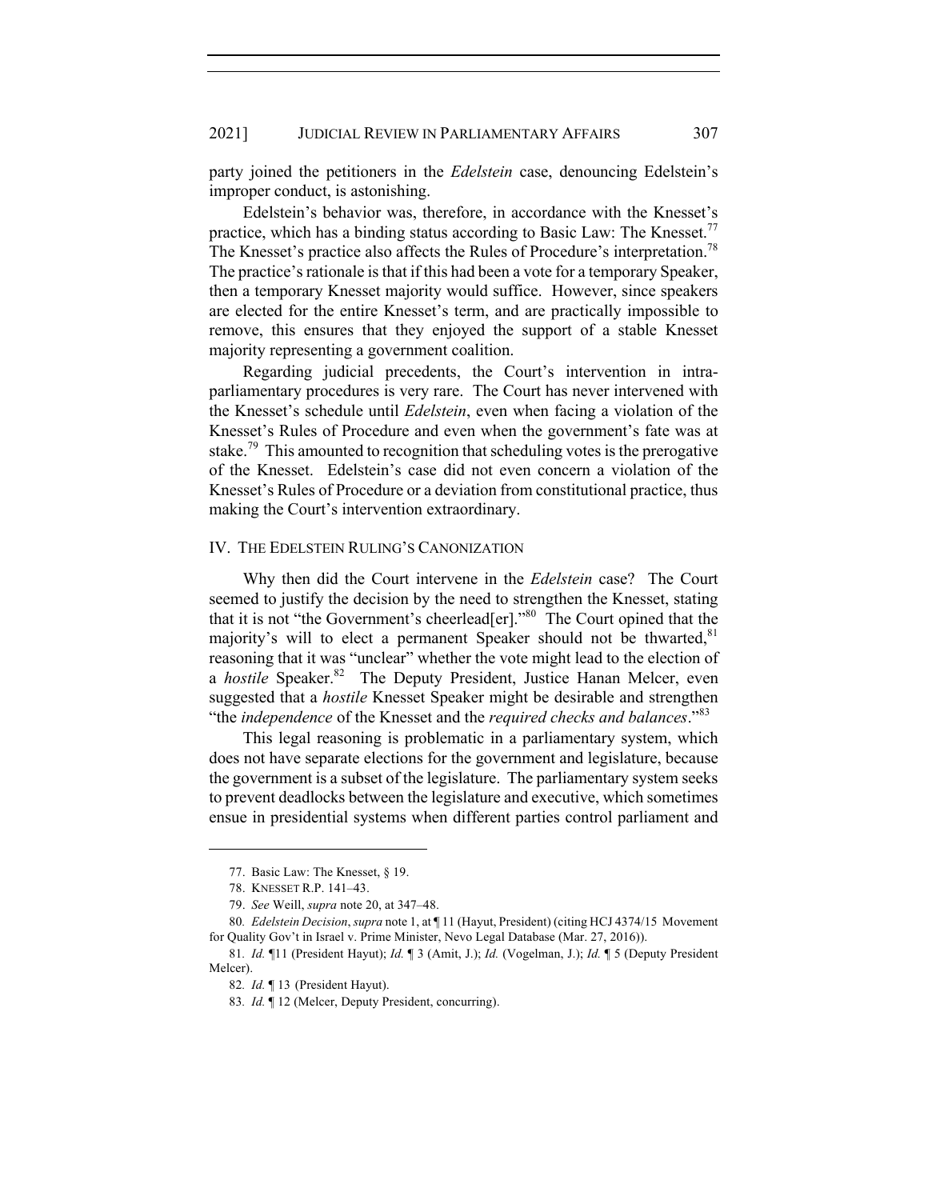party joined the petitioners in the *Edelstein* case, denouncing Edelstein's improper conduct, is astonishing.

Edelstein's behavior was, therefore, in accordance with the Knesset's practice, which has a binding status according to Basic Law: The Knesset.[77] The Knesset's practice also affects the Rules of Procedure's interpretation.[78] The practice's rationale is that if this had been a vote for a temporary Speaker, then a temporary Knesset majority would suffice. However, since speakers are elected for the entire Knesset's term, and are practically impossible to remove, this ensures that they enjoyed the support of a stable Knesset majority representing a government coalition.

Regarding judicial precedents, the Court's intervention in intra-parliamentary procedures is very rare. The Court has never intervened with the Knesset's schedule until *Edelstein*, even when facing a violation of the Knesset's Rules of Procedure and even when the government's fate was at stake.[79] This amounted to recognition that scheduling votes is the prerogative of the Knesset. Edelstein's case did not even concern a violation of the Knesset's Rules of Procedure or a deviation from constitutional practice, thus making the Court's intervention extraordinary.

## IV. THE EDELSTEIN RULING'S CANONIZATION

Why then did the Court intervene in the *Edelstein* case? The Court seemed to justify the decision by the need to strengthen the Knesset, stating that it is not "the Government's cheerlead[er]."[80] The Court opined that the majority's will to elect a permanent Speaker should not be thwarted,[81] reasoning that it was "unclear" whether the vote might lead to the election of a *hostile* Speaker.[82] The Deputy President, Justice Hanan Melcer, even suggested that a *hostile* Knesset Speaker might be desirable and strengthen "the *independence* of the Knesset and the *required checks and balances*."[83]

This legal reasoning is problematic in a parliamentary system, which does not have separate elections for the government and legislature, because the government is a subset of the legislature. The parliamentary system seeks to prevent deadlocks between the legislature and executive, which sometimes ensue in presidential systems when different parties control parliament and

---

77. Basic Law: The Knesset, § 19.

78. KNESSET R.P. 141–43.

79. *See* Weill, *supra* note 20, at 347–48.

80. *Edelstein Decision*, *supra* note 1, at ¶ 11 (Hayut, President) (citing HCJ 4374/15 Movement for Quality Gov't in Israel v. Prime Minister, Nevo Legal Database (Mar. 27, 2016)).

81. *Id.* ¶11 (President Hayut); *Id.* ¶ 3 (Amit, J.); *Id.* (Vogelman, J.); *Id.* ¶ 5 (Deputy President Melcer).

82. *Id.* ¶ 13 (President Hayut).

83. *Id.* ¶ 12 (Melcer, Deputy President, concurring).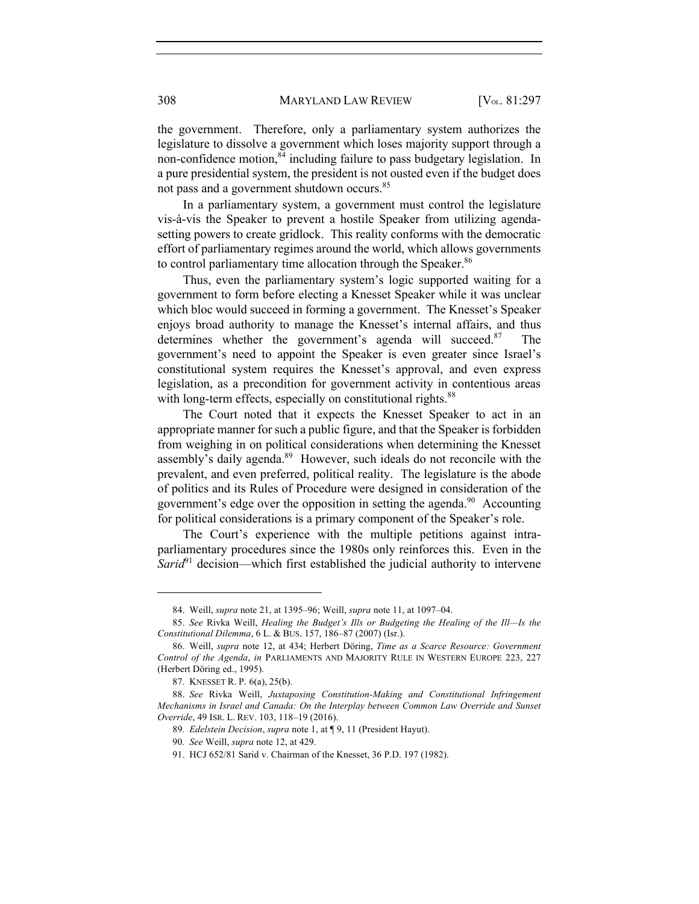the government. Therefore, only a parliamentary system authorizes the legislature to dissolve a government which loses majority support through a non-confidence motion,[84] including failure to pass budgetary legislation. In a pure presidential system, the president is not ousted even if the budget does not pass and a government shutdown occurs.[85]

In a parliamentary system, a government must control the legislature vis-à-vis the Speaker to prevent a hostile Speaker from utilizing agenda-setting powers to create gridlock. This reality conforms with the democratic effort of parliamentary regimes around the world, which allows governments to control parliamentary time allocation through the Speaker.[86]

Thus, even the parliamentary system's logic supported waiting for a government to form before electing a Knesset Speaker while it was unclear which bloc would succeed in forming a government. The Knesset's Speaker enjoys broad authority to manage the Knesset's internal affairs, and thus determines whether the government's agenda will succeed.[87] The government's need to appoint the Speaker is even greater since Israel's constitutional system requires the Knesset's approval, and even express legislation, as a precondition for government activity in contentious areas with long-term effects, especially on constitutional rights.[88]

The Court noted that it expects the Knesset Speaker to act in an appropriate manner for such a public figure, and that the Speaker is forbidden from weighing in on political considerations when determining the Knesset assembly's daily agenda.[89] However, such ideals do not reconcile with the prevalent, and even preferred, political reality. The legislature is the abode of politics and its Rules of Procedure were designed in consideration of the government's edge over the opposition in setting the agenda.[90] Accounting for political considerations is a primary component of the Speaker's role.

The Court's experience with the multiple petitions against intra-parliamentary procedures since the 1980s only reinforces this. Even in the *Sarid*[91] decision—which first established the judicial authority to intervene

---

84. Weill, *supra* note 21, at 1395–96; Weill, *supra* note 11, at 1097–04.

85. *See* Rivka Weill, *Healing the Budget's Ills or Budgeting the Healing of the Ill—Is the Constitutional Dilemma*, 6 L. & BUS. 157, 186–87 (2007) (Isr.).

86. Weill, *supra* note 12, at 434; Herbert Döring, *Time as a Scarce Resource: Government Control of the Agenda*, *in* PARLIAMENTS AND MAJORITY RULE IN WESTERN EUROPE 223, 227 (Herbert Döring ed., 1995).

87. KNESSET R. P. 6(a), 25(b).

88. *See* Rivka Weill, *Juxtaposing Constitution-Making and Constitutional Infringement Mechanisms in Israel and Canada: On the Interplay between Common Law Override and Sunset Override*, 49 ISR. L. REV. 103, 118–19 (2016).

89. *Edelstein Decision*, *supra* note 1, at ¶ 9, 11 (President Hayut).

90. *See* Weill, *supra* note 12, at 429.

91. HCJ 652/81 Sarid v. Chairman of the Knesset, 36 P.D. 197 (1982).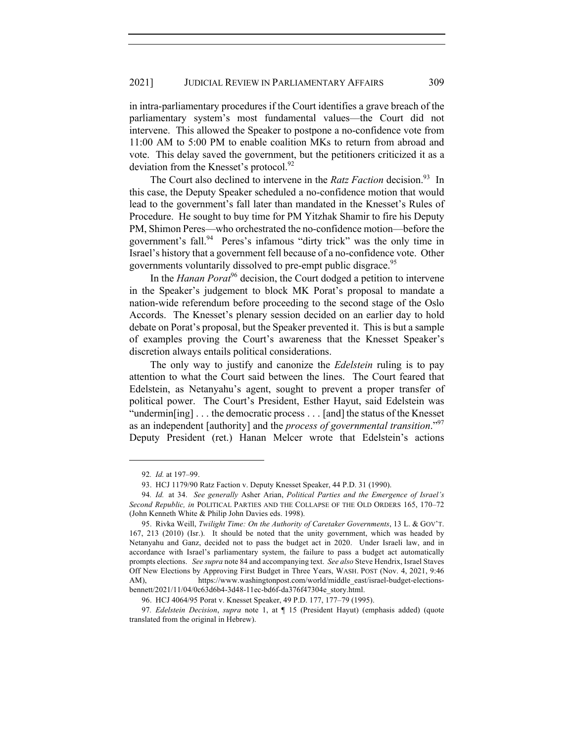in intra-parliamentary procedures if the Court identifies a grave breach of the parliamentary system's most fundamental values—the Court did not intervene. This allowed the Speaker to postpone a no-confidence vote from 11:00 AM to 5:00 PM to enable coalition MKs to return from abroad and vote. This delay saved the government, but the petitioners criticized it as a deviation from the Knesset's protocol.[92]

The Court also declined to intervene in the *Ratz Faction* decision.[93] In this case, the Deputy Speaker scheduled a no-confidence motion that would lead to the government's fall later than mandated in the Knesset's Rules of Procedure. He sought to buy time for PM Yitzhak Shamir to fire his Deputy PM, Shimon Peres—who orchestrated the no-confidence motion—before the government's fall.[94] Peres's infamous "dirty trick" was the only time in Israel's history that a government fell because of a no-confidence vote. Other governments voluntarily dissolved to pre-empt public disgrace.[95]

In the *Hanan Porat*[96] decision, the Court dodged a petition to intervene in the Speaker's judgement to block MK Porat's proposal to mandate a nation-wide referendum before proceeding to the second stage of the Oslo Accords. The Knesset's plenary session decided on an earlier day to hold debate on Porat's proposal, but the Speaker prevented it. This is but a sample of examples proving the Court's awareness that the Knesset Speaker's discretion always entails political considerations.

The only way to justify and canonize the *Edelstein* ruling is to pay attention to what the Court said between the lines. The Court feared that Edelstein, as Netanyahu's agent, sought to prevent a proper transfer of political power. The Court's President, Esther Hayut, said Edelstein was "undermin[ing] . . . the democratic process . . . [and] the status of the Knesset as an independent [authority] and the *process of governmental transition*."[97] Deputy President (ret.) Hanan Melcer wrote that Edelstein's actions

---

92. *Id.* at 197–99.

93. HCJ 1179/90 Ratz Faction v. Deputy Knesset Speaker, 44 P.D. 31 (1990).

94. *Id.* at 34. *See generally* Asher Arian, *Political Parties and the Emergence of Israel's Second Republic, in* POLITICAL PARTIES AND THE COLLAPSE OF THE OLD ORDERS 165, 170–72 (John Kenneth White & Philip John Davies eds. 1998).

95. Rivka Weill, *Twilight Time: On the Authority of Caretaker Governments*, 13 L. & GOV'T. 167, 213 (2010) (Isr.). It should be noted that the unity government, which was headed by Netanyahu and Ganz, decided not to pass the budget act in 2020. Under Israeli law, and in accordance with Israel's parliamentary system, the failure to pass a budget act automatically prompts elections. *See supra* note 84 and accompanying text. *See also* Steve Hendrix, Israel Staves Off New Elections by Approving First Budget in Three Years, WASH. POST (Nov. 4, 2021, 9:46 AM), https://www.washingtonpost.com/world/middle_east/israel-budget-elections-bennett/2021/11/04/0c63d6b4-3d48-11ec-bd6f-da376f47304e_story.html.

96. HCJ 4064/95 Porat v. Knesset Speaker, 49 P.D. 177, 177–79 (1995).

97. *Edelstein Decision*, *supra* note 1, at ¶ 15 (President Hayut) (emphasis added) (quote translated from the original in Hebrew).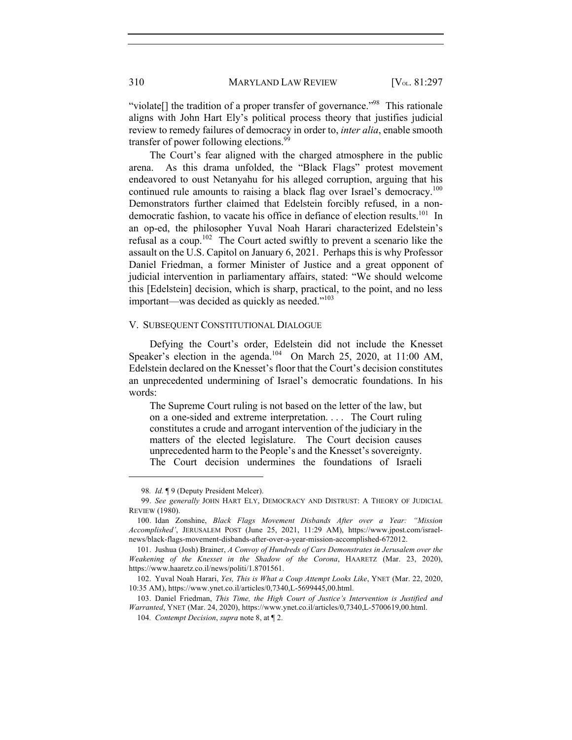"violate[] the tradition of a proper transfer of governance."[98] This rationale aligns with John Hart Ely's political process theory that justifies judicial review to remedy failures of democracy in order to, *inter alia*, enable smooth transfer of power following elections.[99]

The Court's fear aligned with the charged atmosphere in the public arena. As this drama unfolded, the "Black Flags" protest movement endeavored to oust Netanyahu for his alleged corruption, arguing that his continued rule amounts to raising a black flag over Israel's democracy.[100] Demonstrators further claimed that Edelstein forcibly refused, in a non-democratic fashion, to vacate his office in defiance of election results.[101] In an op-ed, the philosopher Yuval Noah Harari characterized Edelstein's refusal as a coup.[102] The Court acted swiftly to prevent a scenario like the assault on the U.S. Capitol on January 6, 2021. Perhaps this is why Professor Daniel Friedman, a former Minister of Justice and a great opponent of judicial intervention in parliamentary affairs, stated: "We should welcome this [Edelstein] decision, which is sharp, practical, to the point, and no less important—was decided as quickly as needed."[103]

## V. SUBSEQUENT CONSTITUTIONAL DIALOGUE

Defying the Court's order, Edelstein did not include the Knesset Speaker's election in the agenda.[104] On March 25, 2020, at 11:00 AM, Edelstein declared on the Knesset's floor that the Court's decision constitutes an unprecedented undermining of Israel's democratic foundations. In his words:

> The Supreme Court ruling is not based on the letter of the law, but on a one-sided and extreme interpretation. . . . The Court ruling constitutes a crude and arrogant intervention of the judiciary in the matters of the elected legislature. The Court decision causes unprecedented harm to the People's and the Knesset's sovereignty. The Court decision undermines the foundations of Israeli

---

98. *Id.* ¶ 9 (Deputy President Melcer).

99. *See generally* JOHN HART ELY, DEMOCRACY AND DISTRUST: A THEORY OF JUDICIAL REVIEW (1980).

100. Idan Zonshine, *Black Flags Movement Disbands After over a Year: "Mission Accomplished'*, JERUSALEM POST (June 25, 2021, 11:29 AM), https://www.jpost.com/israel-news/black-flags-movement-disbands-after-over-a-year-mission-accomplished-672012.

101. Jushua (Josh) Brainer, *A Convoy of Hundreds of Cars Demonstrates in Jerusalem over the Weakening of the Knesset in the Shadow of the Corona*, HAARETZ (Mar. 23, 2020), https://www.haaretz.co.il/news/politi/1.8701561.

102. Yuval Noah Harari, *Yes, This is What a Coup Attempt Looks Like*, YNET (Mar. 22, 2020, 10:35 AM), https://www.ynet.co.il/articles/0,7340,L-5699445,00.html.

103. Daniel Friedman, *This Time, the High Court of Justice's Intervention is Justified and Warranted*, YNET (Mar. 24, 2020), https://www.ynet.co.il/articles/0,7340,L-5700619,00.html.

104. *Contempt Decision*, *supra* note 8, at ¶ 2.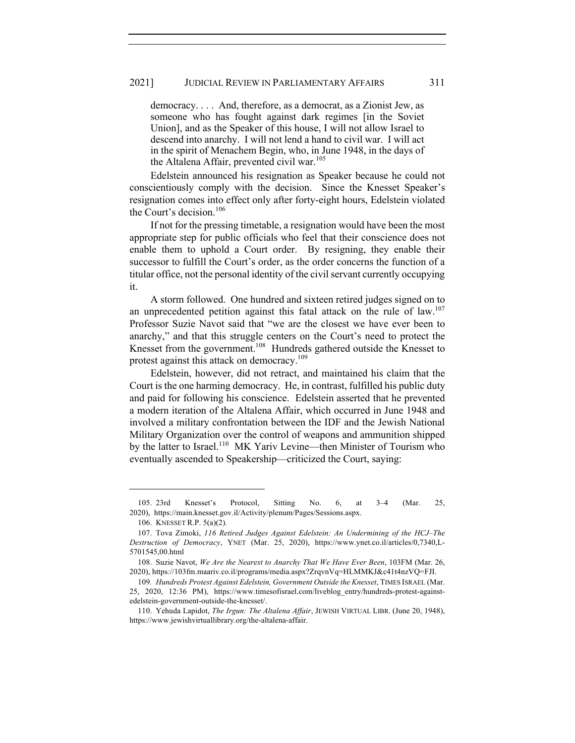> democracy. . . . And, therefore, as a democrat, as a Zionist Jew, as someone who has fought against dark regimes [in the Soviet Union], and as the Speaker of this house, I will not allow Israel to descend into anarchy. I will not lend a hand to civil war. I will act in the spirit of Menachem Begin, who, in June 1948, in the days of the Altalena Affair, prevented civil war.[105]

Edelstein announced his resignation as Speaker because he could not conscientiously comply with the decision. Since the Knesset Speaker's resignation comes into effect only after forty-eight hours, Edelstein violated the Court's decision.[106]

If not for the pressing timetable, a resignation would have been the most appropriate step for public officials who feel that their conscience does not enable them to uphold a Court order. By resigning, they enable their successor to fulfill the Court's order, as the order concerns the function of a titular office, not the personal identity of the civil servant currently occupying it.

A storm followed. One hundred and sixteen retired judges signed on to an unprecedented petition against this fatal attack on the rule of law.[107] Professor Suzie Navot said that "we are the closest we have ever been to anarchy," and that this struggle centers on the Court's need to protect the Knesset from the government.[108] Hundreds gathered outside the Knesset to protest against this attack on democracy.[109]

Edelstein, however, did not retract, and maintained his claim that the Court is the one harming democracy. He, in contrast, fulfilled his public duty and paid for following his conscience. Edelstein asserted that he prevented a modern iteration of the Altalena Affair, which occurred in June 1948 and involved a military confrontation between the IDF and the Jewish National Military Organization over the control of weapons and ammunition shipped by the latter to Israel.[110] MK Yariv Levine—then Minister of Tourism who eventually ascended to Speakership—criticized the Court, saying:

---

105. 23rd Knesset's Protocol, Sitting No. 6, at 3–4 (Mar. 25, 2020), https://main.knesset.gov.il/Activity/plenum/Pages/Sessions.aspx.

106. KNESSET R.P. 5(a)(2).

107. Tova Zimoki, *116 Retired Judges Against Edelstein: An Undermining of the HCJ–The Destruction of Democracy*, YNET (Mar. 25, 2020), https://www.ynet.co.il/articles/0,7340,L-5701545,00.html

108. Suzie Navot, *We Are the Nearest to Anarchy That We Have Ever Been*, 103FM (Mar. 26, 2020), https://103fm.maariv.co.il/programs/media.aspx?ZrqvnVq=HLMMKJ&c41t4nzVQ=FJI.

109. *Hundreds Protest Against Edelstein, Government Outside the Knesset*, TIMES ISRAEL (Mar. 25, 2020, 12:36 PM), https://www.timesofisrael.com/liveblog_entry/hundreds-protest-against-edelstein-government-outside-the-knesset/.

110. Yehuda Lapidot, *The Irgun: The Altalena Affair*, JEWISH VIRTUAL LIBR. (June 20, 1948), https://www.jewishvirtuallibrary.org/the-altalena-affair.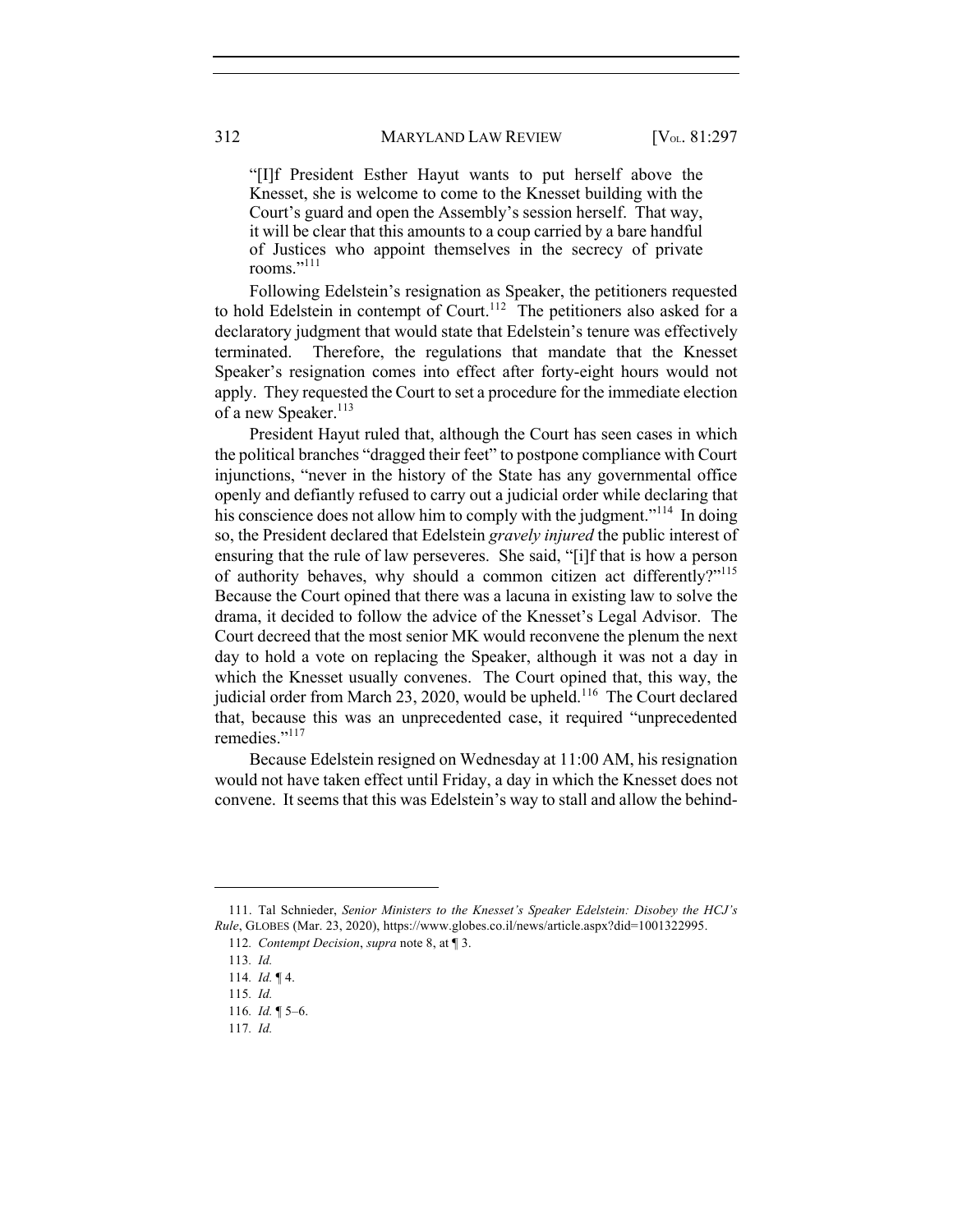> "[I]f President Esther Hayut wants to put herself above the Knesset, she is welcome to come to the Knesset building with the Court's guard and open the Assembly's session herself. That way, it will be clear that this amounts to a coup carried by a bare handful of Justices who appoint themselves in the secrecy of private rooms."[111]

Following Edelstein's resignation as Speaker, the petitioners requested to hold Edelstein in contempt of Court.[112] The petitioners also asked for a declaratory judgment that would state that Edelstein's tenure was effectively terminated. Therefore, the regulations that mandate that the Knesset Speaker's resignation comes into effect after forty-eight hours would not apply. They requested the Court to set a procedure for the immediate election of a new Speaker.[113]

President Hayut ruled that, although the Court has seen cases in which the political branches "dragged their feet" to postpone compliance with Court injunctions, "never in the history of the State has any governmental office openly and defiantly refused to carry out a judicial order while declaring that his conscience does not allow him to comply with the judgment."[114] In doing so, the President declared that Edelstein *gravely injured* the public interest of ensuring that the rule of law perseveres. She said, "[i]f that is how a person of authority behaves, why should a common citizen act differently?"[115] Because the Court opined that there was a lacuna in existing law to solve the drama, it decided to follow the advice of the Knesset's Legal Advisor. The Court decreed that the most senior MK would reconvene the plenum the next day to hold a vote on replacing the Speaker, although it was not a day in which the Knesset usually convenes. The Court opined that, this way, the judicial order from March 23, 2020, would be upheld.[116] The Court declared that, because this was an unprecedented case, it required "unprecedented remedies."[117]

Because Edelstein resigned on Wednesday at 11:00 AM, his resignation would not have taken effect until Friday, a day in which the Knesset does not convene. It seems that this was Edelstein's way to stall and allow the behind-

---

111. Tal Schnieder, *Senior Ministers to the Knesset's Speaker Edelstein: Disobey the HCJ's Rule*, GLOBES (Mar. 23, 2020), https://www.globes.co.il/news/article.aspx?did=1001322995.

112. *Contempt Decision*, *supra* note 8, at ¶ 3.

113. *Id.*

114. *Id.* ¶ 4.

115. *Id.*

116. *Id.* ¶ 5–6.

117. *Id.*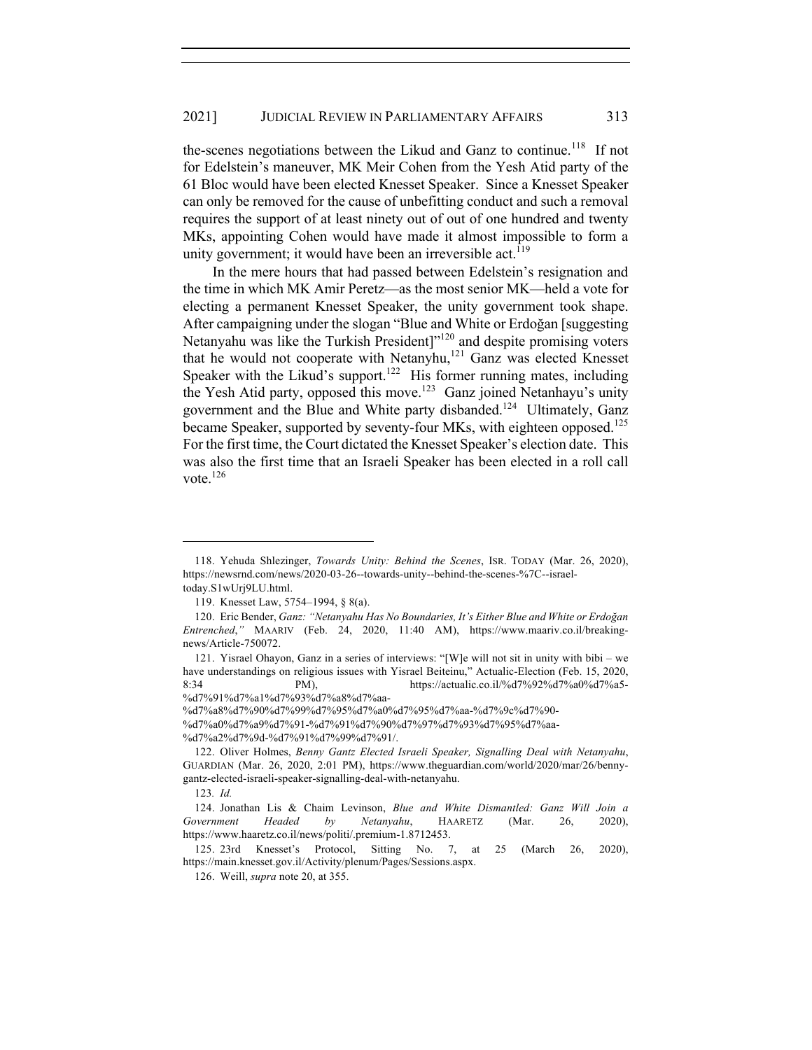the-scenes negotiations between the Likud and Ganz to continue.[118] If not for Edelstein's maneuver, MK Meir Cohen from the Yesh Atid party of the 61 Bloc would have been elected Knesset Speaker. Since a Knesset Speaker can only be removed for the cause of unbefitting conduct and such a removal requires the support of at least ninety out of out of one hundred and twenty MKs, appointing Cohen would have made it almost impossible to form a unity government; it would have been an irreversible act.[119]

In the mere hours that had passed between Edelstein's resignation and the time in which MK Amir Peretz—as the most senior MK—held a vote for electing a permanent Knesset Speaker, the unity government took shape. After campaigning under the slogan "Blue and White or Erdoğan [suggesting Netanyahu was like the Turkish President]"[120] and despite promising voters that he would not cooperate with Netanyhu,[121] Ganz was elected Knesset Speaker with the Likud's support.[122] His former running mates, including the Yesh Atid party, opposed this move.[123] Ganz joined Netanhayu's unity government and the Blue and White party disbanded.[124] Ultimately, Ganz became Speaker, supported by seventy-four MKs, with eighteen opposed.[125] For the first time, the Court dictated the Knesset Speaker's election date. This was also the first time that an Israeli Speaker has been elected in a roll call vote.[126]

---

118. Yehuda Shlezinger, *Towards Unity: Behind the Scenes*, ISR. TODAY (Mar. 26, 2020), https://newsrnd.com/news/2020-03-26--towards-unity--behind-the-scenes-%7C--israel-today.S1wUrj9LU.html.

119. Knesset Law, 5754–1994, § 8(a).

120. Eric Bender, *Ganz: "Netanyahu Has No Boundaries, It's Either Blue and White or Erdoğan Entrenched*,*"* MAARIV (Feb. 24, 2020, 11:40 AM), https://www.maariv.co.il/breaking-news/Article-750072.

121. Yisrael Ohayon, Ganz in a series of interviews: "[W]e will not sit in unity with bibi – we have understandings on religious issues with Yisrael Beiteinu," Actualic-Election (Feb. 15, 2020, 8:34 PM), https://actualic.co.il/%d7%92%d7%a0%d7%a5-%d7%91%d7%a1%d7%93%d7%a8%d7%aa-%d7%a8%d7%90%d7%99%d7%95%d7%a0%d7%95%d7%aa-%d7%9c%d7%90-%d7%a0%d7%a9%d7%91-%d7%91%d7%90%d7%97%d7%93%d7%95%d7%aa-%d7%a2%d7%9d-%d7%91%d7%99%d7%91/.

122. Oliver Holmes, *Benny Gantz Elected Israeli Speaker, Signalling Deal with Netanyahu*, GUARDIAN (Mar. 26, 2020, 2:01 PM), https://www.theguardian.com/world/2020/mar/26/benny-gantz-elected-israeli-speaker-signalling-deal-with-netanyahu.

123. *Id.*

124. Jonathan Lis & Chaim Levinson, *Blue and White Dismantled: Ganz Will Join a Government Headed by Netanyahu*, HAARETZ (Mar. 26, 2020), https://www.haaretz.co.il/news/politi/.premium-1.8712453.

125. 23rd Knesset's Protocol, Sitting No. 7, at 25 (March 26, 2020), https://main.knesset.gov.il/Activity/plenum/Pages/Sessions.aspx.

126. Weill, *supra* note 20, at 355.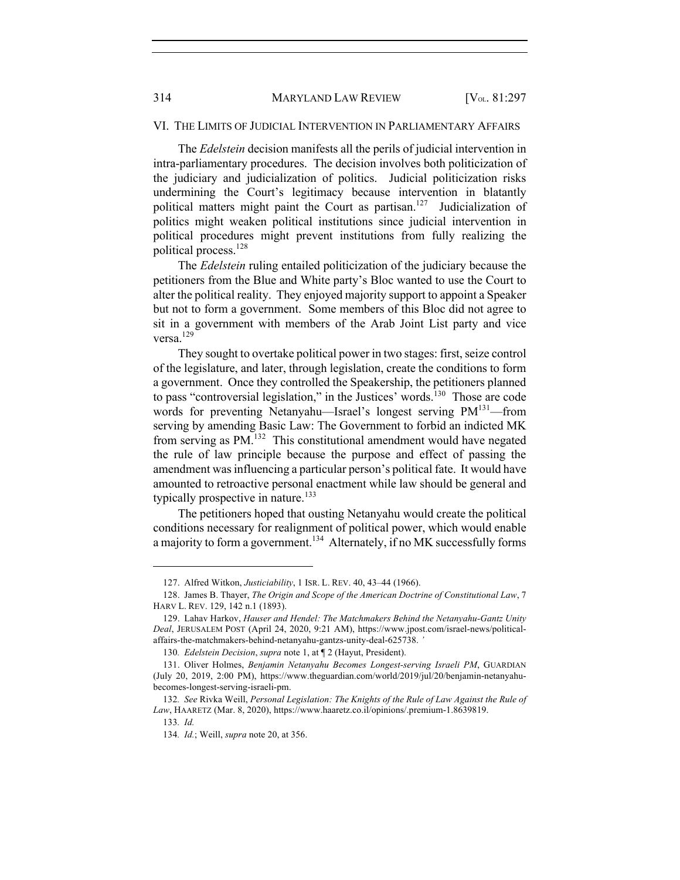## VI. THE LIMITS OF JUDICIAL INTERVENTION IN PARLIAMENTARY AFFAIRS

The *Edelstein* decision manifests all the perils of judicial intervention in intra-parliamentary procedures. The decision involves both politicization of the judiciary and judicialization of politics. Judicial politicization risks undermining the Court's legitimacy because intervention in blatantly political matters might paint the Court as partisan.[127] Judicialization of politics might weaken political institutions since judicial intervention in political procedures might prevent institutions from fully realizing the political process.[128]

The *Edelstein* ruling entailed politicization of the judiciary because the petitioners from the Blue and White party's Bloc wanted to use the Court to alter the political reality. They enjoyed majority support to appoint a Speaker but not to form a government. Some members of this Bloc did not agree to sit in a government with members of the Arab Joint List party and vice versa.[129]

They sought to overtake political power in two stages: first, seize control of the legislature, and later, through legislation, create the conditions to form a government. Once they controlled the Speakership, the petitioners planned to pass "controversial legislation," in the Justices' words.[130] Those are code words for preventing Netanyahu—Israel's longest serving PM[131]—from serving by amending Basic Law: The Government to forbid an indicted MK from serving as PM.[132] This constitutional amendment would have negated the rule of law principle because the purpose and effect of passing the amendment was influencing a particular person's political fate. It would have amounted to retroactive personal enactment while law should be general and typically prospective in nature.[133]

The petitioners hoped that ousting Netanyahu would create the political conditions necessary for realignment of political power, which would enable a majority to form a government.[134] Alternately, if no MK successfully forms

---

127. Alfred Witkon, *Justiciability*, 1 ISR. L. REV. 40, 43–44 (1966).

128. James B. Thayer, *The Origin and Scope of the American Doctrine of Constitutional Law*, 7 HARV L. REV. 129, 142 n.1 (1893).

129. Lahav Harkov, *Hauser and Hendel: The Matchmakers Behind the Netanyahu-Gantz Unity Deal*, JERUSALEM POST (April 24, 2020, 9:21 AM), https://www.jpost.com/israel-news/political-affairs-the-matchmakers-behind-netanyahu-gantzs-unity-deal-625738.

130. *Edelstein Decision*, *supra* note 1, at ¶ 2 (Hayut, President).

131. Oliver Holmes, *Benjamin Netanyahu Becomes Longest-serving Israeli PM*, GUARDIAN (July 20, 2019, 2:00 PM), https://www.theguardian.com/world/2019/jul/20/benjamin-netanyahu-becomes-longest-serving-israeli-pm.

132. *See* Rivka Weill, *Personal Legislation: The Knights of the Rule of Law Against the Rule of Law*, HAARETZ (Mar. 8, 2020), https://www.haaretz.co.il/opinions/.premium-1.8639819.

133. *Id.*

134. *Id.*; Weill, *supra* note 20, at 356.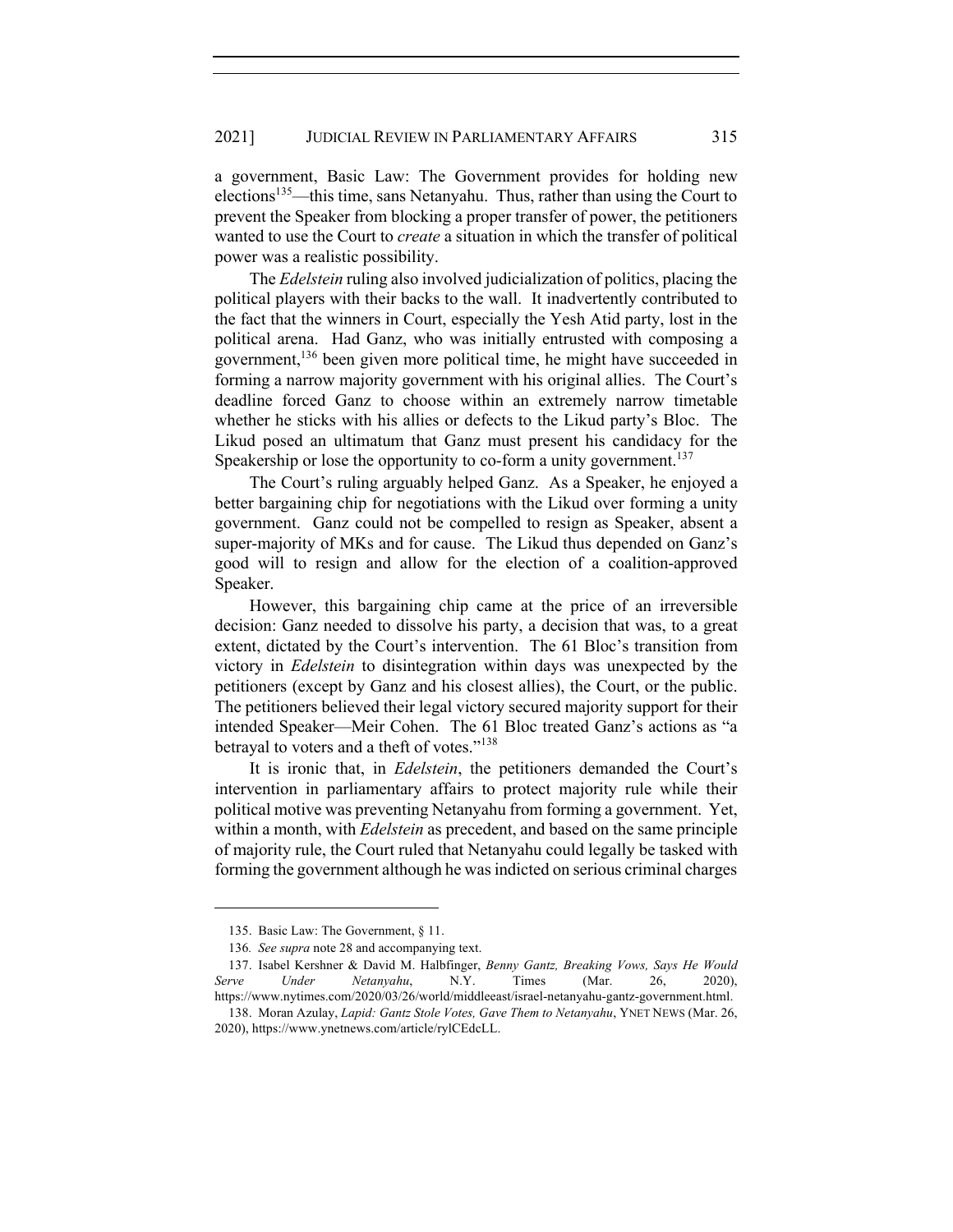a government, Basic Law: The Government provides for holding new elections[135]—this time, sans Netanyahu. Thus, rather than using the Court to prevent the Speaker from blocking a proper transfer of power, the petitioners wanted to use the Court to *create* a situation in which the transfer of political power was a realistic possibility.

The *Edelstein* ruling also involved judicialization of politics, placing the political players with their backs to the wall. It inadvertently contributed to the fact that the winners in Court, especially the Yesh Atid party, lost in the political arena. Had Ganz, who was initially entrusted with composing a government,[136] been given more political time, he might have succeeded in forming a narrow majority government with his original allies. The Court's deadline forced Ganz to choose within an extremely narrow timetable whether he sticks with his allies or defects to the Likud party's Bloc. The Likud posed an ultimatum that Ganz must present his candidacy for the Speakership or lose the opportunity to co-form a unity government.[137]

The Court's ruling arguably helped Ganz. As a Speaker, he enjoyed a better bargaining chip for negotiations with the Likud over forming a unity government. Ganz could not be compelled to resign as Speaker, absent a super-majority of MKs and for cause. The Likud thus depended on Ganz's good will to resign and allow for the election of a coalition-approved Speaker.

However, this bargaining chip came at the price of an irreversible decision: Ganz needed to dissolve his party, a decision that was, to a great extent, dictated by the Court's intervention. The 61 Bloc's transition from victory in *Edelstein* to disintegration within days was unexpected by the petitioners (except by Ganz and his closest allies), the Court, or the public. The petitioners believed their legal victory secured majority support for their intended Speaker—Meir Cohen. The 61 Bloc treated Ganz's actions as "a betrayal to voters and a theft of votes."[138]

It is ironic that, in *Edelstein*, the petitioners demanded the Court's intervention in parliamentary affairs to protect majority rule while their political motive was preventing Netanyahu from forming a government. Yet, within a month, with *Edelstein* as precedent, and based on the same principle of majority rule, the Court ruled that Netanyahu could legally be tasked with forming the government although he was indicted on serious criminal charges

---

135. Basic Law: The Government, § 11.

136. *See supra* note 28 and accompanying text.

137. Isabel Kershner & David M. Halbfinger, *Benny Gantz, Breaking Vows, Says He Would Serve Under Netanyahu*, N.Y. Times (Mar. 26, 2020), https://www.nytimes.com/2020/03/26/world/middleeast/israel-netanyahu-gantz-government.html.

138. Moran Azulay, *Lapid: Gantz Stole Votes, Gave Them to Netanyahu*, YNET NEWS (Mar. 26, 2020), https://www.ynetnews.com/article/rylCEdcLL.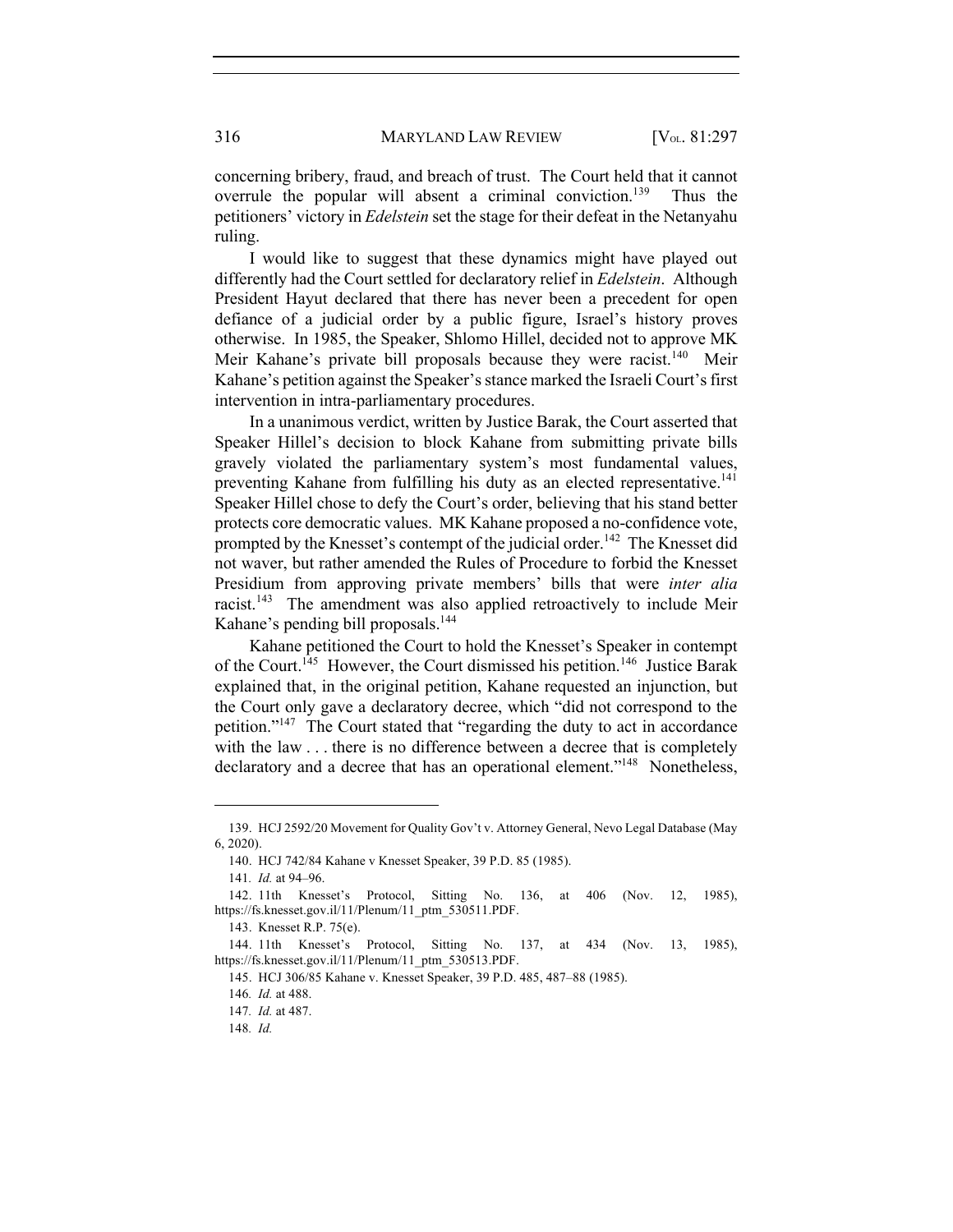concerning bribery, fraud, and breach of trust. The Court held that it cannot overrule the popular will absent a criminal conviction.[139] Thus the petitioners' victory in *Edelstein* set the stage for their defeat in the Netanyahu ruling.

I would like to suggest that these dynamics might have played out differently had the Court settled for declaratory relief in *Edelstein*. Although President Hayut declared that there has never been a precedent for open defiance of a judicial order by a public figure, Israel's history proves otherwise. In 1985, the Speaker, Shlomo Hillel, decided not to approve MK Meir Kahane's private bill proposals because they were racist.[140] Meir Kahane's petition against the Speaker's stance marked the Israeli Court's first intervention in intra-parliamentary procedures.

In a unanimous verdict, written by Justice Barak, the Court asserted that Speaker Hillel's decision to block Kahane from submitting private bills gravely violated the parliamentary system's most fundamental values, preventing Kahane from fulfilling his duty as an elected representative.[141] Speaker Hillel chose to defy the Court's order, believing that his stand better protects core democratic values. MK Kahane proposed a no-confidence vote, prompted by the Knesset's contempt of the judicial order.[142] The Knesset did not waver, but rather amended the Rules of Procedure to forbid the Knesset Presidium from approving private members' bills that were *inter alia* racist.[143] The amendment was also applied retroactively to include Meir Kahane's pending bill proposals.[144]

Kahane petitioned the Court to hold the Knesset's Speaker in contempt of the Court.[145] However, the Court dismissed his petition.[146] Justice Barak explained that, in the original petition, Kahane requested an injunction, but the Court only gave a declaratory decree, which "did not correspond to the petition."[147] The Court stated that "regarding the duty to act in accordance with the law . . . there is no difference between a decree that is completely declaratory and a decree that has an operational element."[148] Nonetheless,

---

139. HCJ 2592/20 Movement for Quality Gov't v. Attorney General, Nevo Legal Database (May 6, 2020).

140. HCJ 742/84 Kahane v Knesset Speaker, 39 P.D. 85 (1985).

141. *Id.* at 94–96.

142. 11th Knesset's Protocol, Sitting No. 136, at 406 (Nov. 12, 1985), https://fs.knesset.gov.il/11/Plenum/11_ptm_530511.PDF.

143. Knesset R.P. 75(e).

144. 11th Knesset's Protocol, Sitting No. 137, at 434 (Nov. 13, 1985), https://fs.knesset.gov.il/11/Plenum/11_ptm_530513.PDF.

145. HCJ 306/85 Kahane v. Knesset Speaker, 39 P.D. 485, 487–88 (1985).

146. *Id.* at 488.

147. *Id.* at 487.

148. *Id.*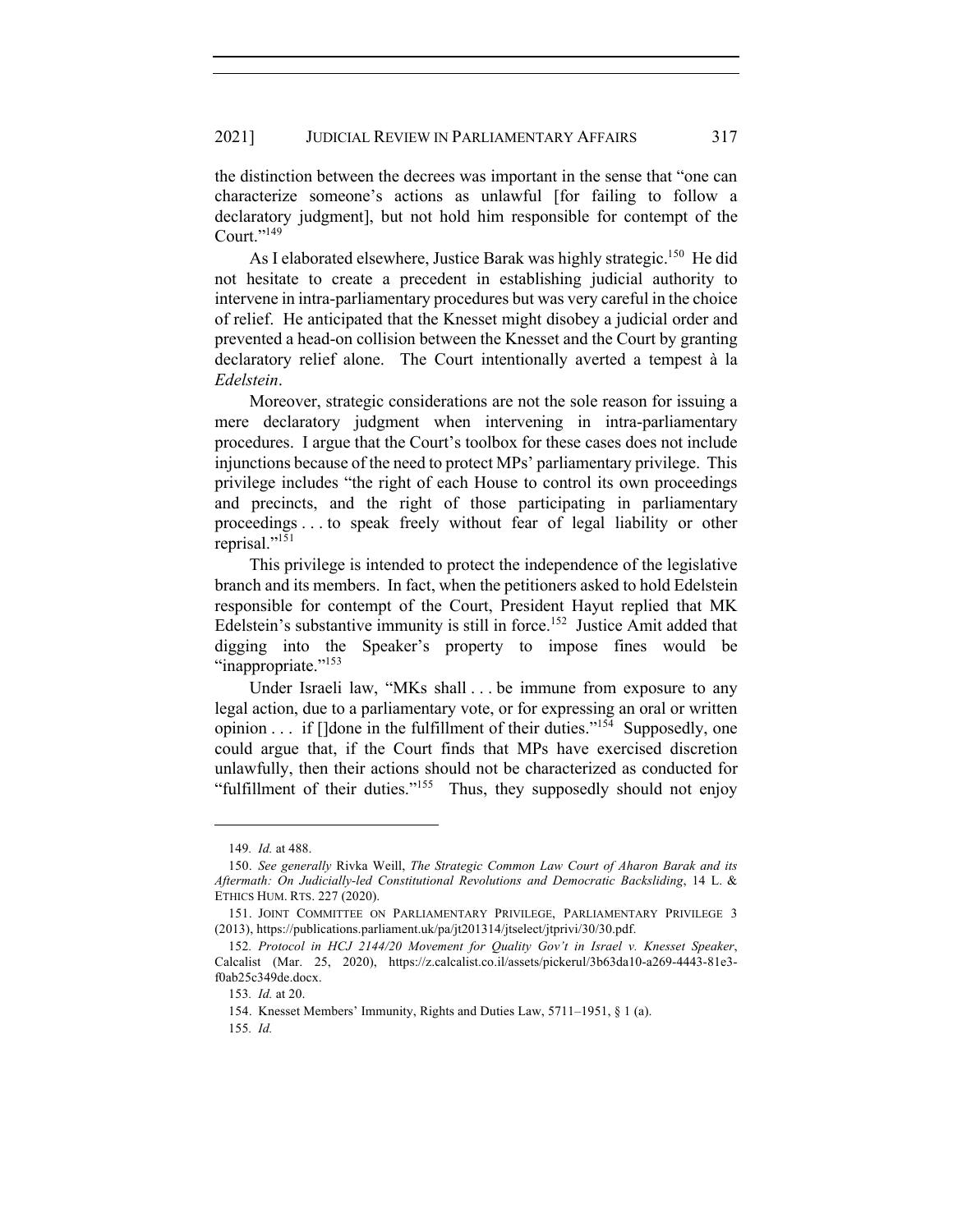the distinction between the decrees was important in the sense that "one can characterize someone's actions as unlawful [for failing to follow a declaratory judgment], but not hold him responsible for contempt of the Court."[149]

As I elaborated elsewhere, Justice Barak was highly strategic.[150] He did not hesitate to create a precedent in establishing judicial authority to intervene in intra-parliamentary procedures but was very careful in the choice of relief. He anticipated that the Knesset might disobey a judicial order and prevented a head-on collision between the Knesset and the Court by granting declaratory relief alone. The Court intentionally averted a tempest à la *Edelstein*.

Moreover, strategic considerations are not the sole reason for issuing a mere declaratory judgment when intervening in intra-parliamentary procedures. I argue that the Court's toolbox for these cases does not include injunctions because of the need to protect MPs' parliamentary privilege. This privilege includes "the right of each House to control its own proceedings and precincts, and the right of those participating in parliamentary proceedings . . . to speak freely without fear of legal liability or other reprisal."[151]

This privilege is intended to protect the independence of the legislative branch and its members. In fact, when the petitioners asked to hold Edelstein responsible for contempt of the Court, President Hayut replied that MK Edelstein's substantive immunity is still in force.[152] Justice Amit added that digging into the Speaker's property to impose fines would be "inappropriate."[153]

Under Israeli law, "MKs shall . . . be immune from exposure to any legal action, due to a parliamentary vote, or for expressing an oral or written opinion . . . if []done in the fulfillment of their duties."[154] Supposedly, one could argue that, if the Court finds that MPs have exercised discretion unlawfully, then their actions should not be characterized as conducted for "fulfillment of their duties."[155] Thus, they supposedly should not enjoy

---

149. *Id.* at 488.

150. *See generally* Rivka Weill, *The Strategic Common Law Court of Aharon Barak and its Aftermath: On Judicially-led Constitutional Revolutions and Democratic Backsliding*, 14 L. & ETHICS HUM. RTS. 227 (2020).

151. JOINT COMMITTEE ON PARLIAMENTARY PRIVILEGE, PARLIAMENTARY PRIVILEGE 3 (2013), https://publications.parliament.uk/pa/jt201314/jtselect/jtprivi/30/30.pdf.

152. *Protocol in HCJ 2144/20 Movement for Quality Gov't in Israel v. Knesset Speaker*, Calcalist (Mar. 25, 2020), https://z.calcalist.co.il/assets/pickerul/3b63da10-a269-4443-81e3-f0ab25c349de.docx.

153. *Id.* at 20.

154. Knesset Members' Immunity, Rights and Duties Law, 5711–1951, § 1 (a).

155. *Id.*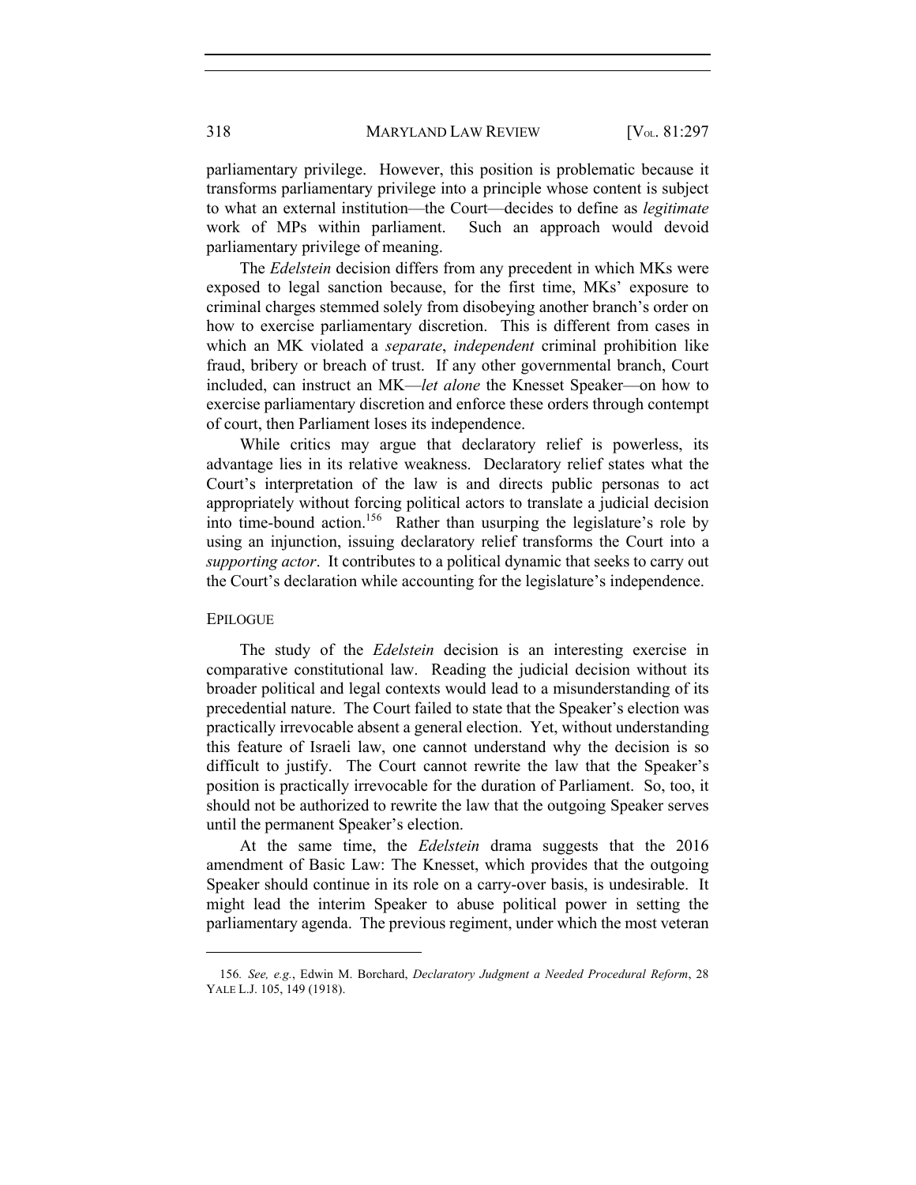parliamentary privilege. However, this position is problematic because it transforms parliamentary privilege into a principle whose content is subject to what an external institution—the Court—decides to define as *legitimate* work of MPs within parliament. Such an approach would devoid parliamentary privilege of meaning.

The *Edelstein* decision differs from any precedent in which MKs were exposed to legal sanction because, for the first time, MKs' exposure to criminal charges stemmed solely from disobeying another branch's order on how to exercise parliamentary discretion. This is different from cases in which an MK violated a *separate*, *independent* criminal prohibition like fraud, bribery or breach of trust. If any other governmental branch, Court included, can instruct an MK—*let alone* the Knesset Speaker—on how to exercise parliamentary discretion and enforce these orders through contempt of court, then Parliament loses its independence.

While critics may argue that declaratory relief is powerless, its advantage lies in its relative weakness. Declaratory relief states what the Court's interpretation of the law is and directs public personas to act appropriately without forcing political actors to translate a judicial decision into time-bound action.[156] Rather than usurping the legislature's role by using an injunction, issuing declaratory relief transforms the Court into a *supporting actor*. It contributes to a political dynamic that seeks to carry out the Court's declaration while accounting for the legislature's independence.

## EPILOGUE

The study of the *Edelstein* decision is an interesting exercise in comparative constitutional law. Reading the judicial decision without its broader political and legal contexts would lead to a misunderstanding of its precedential nature. The Court failed to state that the Speaker's election was practically irrevocable absent a general election. Yet, without understanding this feature of Israeli law, one cannot understand why the decision is so difficult to justify. The Court cannot rewrite the law that the Speaker's position is practically irrevocable for the duration of Parliament. So, too, it should not be authorized to rewrite the law that the outgoing Speaker serves until the permanent Speaker's election.

At the same time, the *Edelstein* drama suggests that the 2016 amendment of Basic Law: The Knesset, which provides that the outgoing Speaker should continue in its role on a carry-over basis, is undesirable. It might lead the interim Speaker to abuse political power in setting the parliamentary agenda. The previous regiment, under which the most veteran

---

156. *See, e.g.*, Edwin M. Borchard, *Declaratory Judgment a Needed Procedural Reform*, 28 YALE L.J. 105, 149 (1918).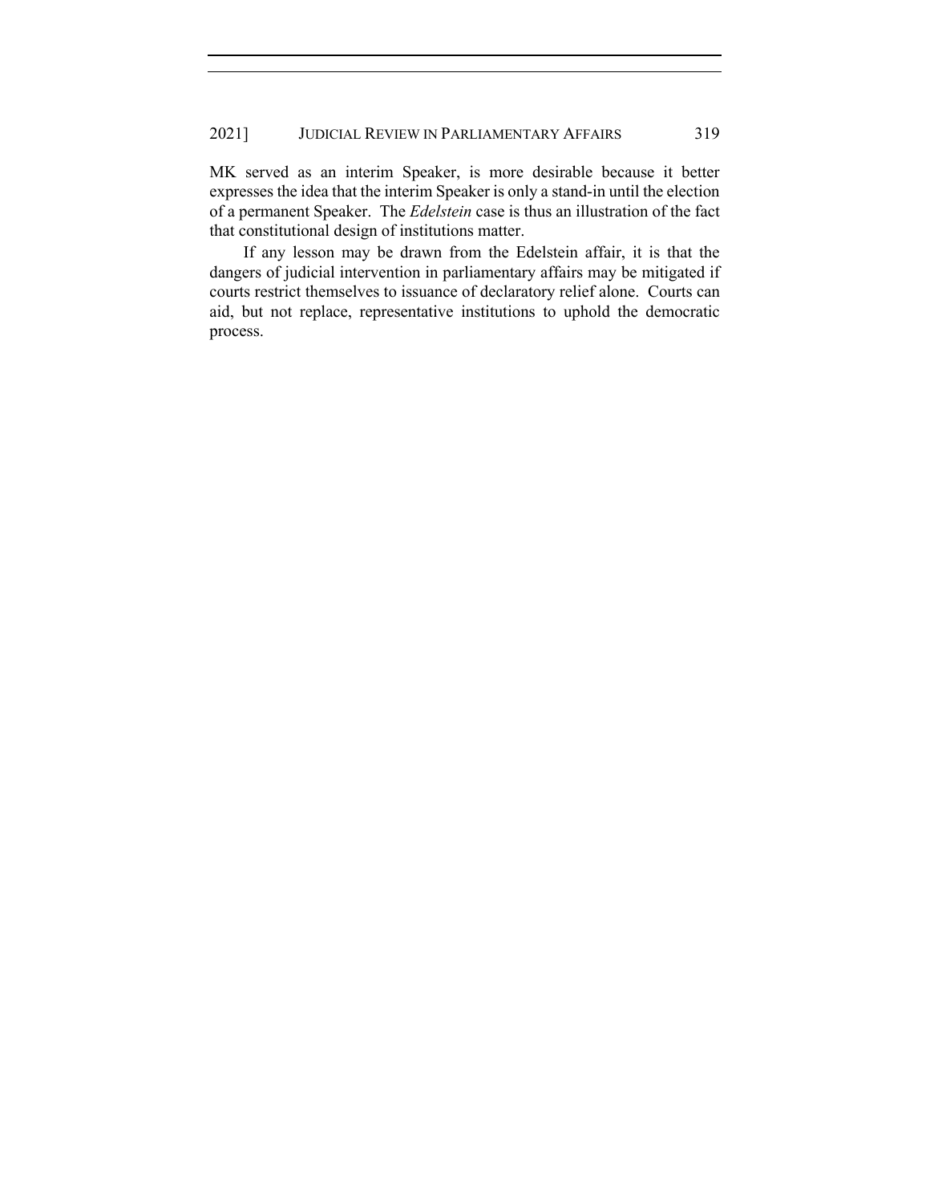MK served as an interim Speaker, is more desirable because it better expresses the idea that the interim Speaker is only a stand-in until the election of a permanent Speaker. The *Edelstein* case is thus an illustration of the fact that constitutional design of institutions matter.

If any lesson may be drawn from the Edelstein affair, it is that the dangers of judicial intervention in parliamentary affairs may be mitigated if courts restrict themselves to issuance of declaratory relief alone. Courts can aid, but not replace, representative institutions to uphold the democratic process.